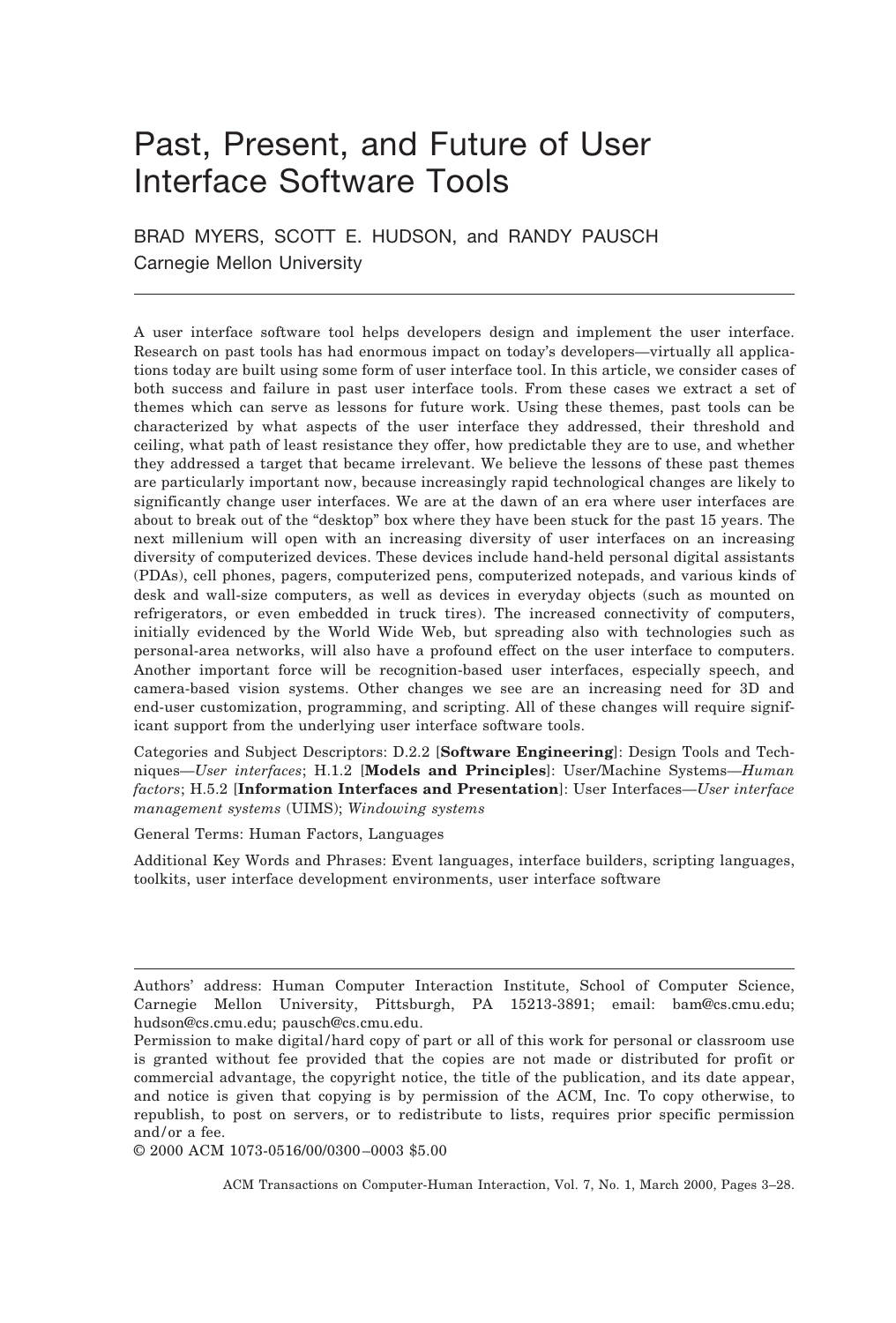# Past, Present, and Future of User Interface Software Tools

BRAD MYERS, SCOTT E. HUDSON, and RANDY PAUSCH
Carnegie Mellon University

A user interface software tool helps developers design and implement the user interface. Research on past tools has had enormous impact on today's developers—virtually all applications today are built using some form of user interface tool. In this article, we consider cases of both success and failure in past user interface tools. From these cases we extract a set of themes which can serve as lessons for future work. Using these themes, past tools can be characterized by what aspects of the user interface they addressed, their threshold and ceiling, what path of least resistance they offer, how predictable they are to use, and whether they addressed a target that became irrelevant. We believe the lessons of these past themes are particularly important now, because increasingly rapid technological changes are likely to significantly change user interfaces. We are at the dawn of an era where user interfaces are about to break out of the "desktop" box where they have been stuck for the past 15 years. The next millenium will open with an increasing diversity of user interfaces on an increasing diversity of computerized devices. These devices include hand-held personal digital assistants (PDAs), cell phones, pagers, computerized pens, computerized notepads, and various kinds of desk and wall-size computers, as well as devices in everyday objects (such as mounted on refrigerators, or even embedded in truck tires). The increased connectivity of computers, initially evidenced by the World Wide Web, but spreading also with technologies such as personal-area networks, will also have a profound effect on the user interface to computers. Another important force will be recognition-based user interfaces, especially speech, and camera-based vision systems. Other changes we see are an increasing need for 3D and end-user customization, programming, and scripting. All of these changes will require significant support from the underlying user interface software tools.

Categories and Subject Descriptors: D.2.2 [**Software Engineering**]: Design Tools and Techniques—*User interfaces*; H.1.2 [**Models and Principles**]: User/Machine Systems—*Human factors*; H.5.2 [**Information Interfaces and Presentation**]: User Interfaces—*User interface management systems* (UIMS); *Windowing systems*

General Terms: Human Factors, Languages

Additional Key Words and Phrases: Event languages, interface builders, scripting languages, toolkits, user interface development environments, user interface software

---

Authors' address: Human Computer Interaction Institute, School of Computer Science, Carnegie Mellon University, Pittsburgh, PA 15213-3891; email: bam@cs.cmu.edu; hudson@cs.cmu.edu; pausch@cs.cmu.edu.

Permission to make digital/hard copy of part or all of this work for personal or classroom use is granted without fee provided that the copies are not made or distributed for profit or commercial advantage, the copyright notice, the title of the publication, and its date appear, and notice is given that copying is by permission of the ACM, Inc. To copy otherwise, to republish, to post on servers, or to redistribute to lists, requires prior specific permission and/or a fee.

© 2000 ACM 1073-0516/00/0300–0003 $5.00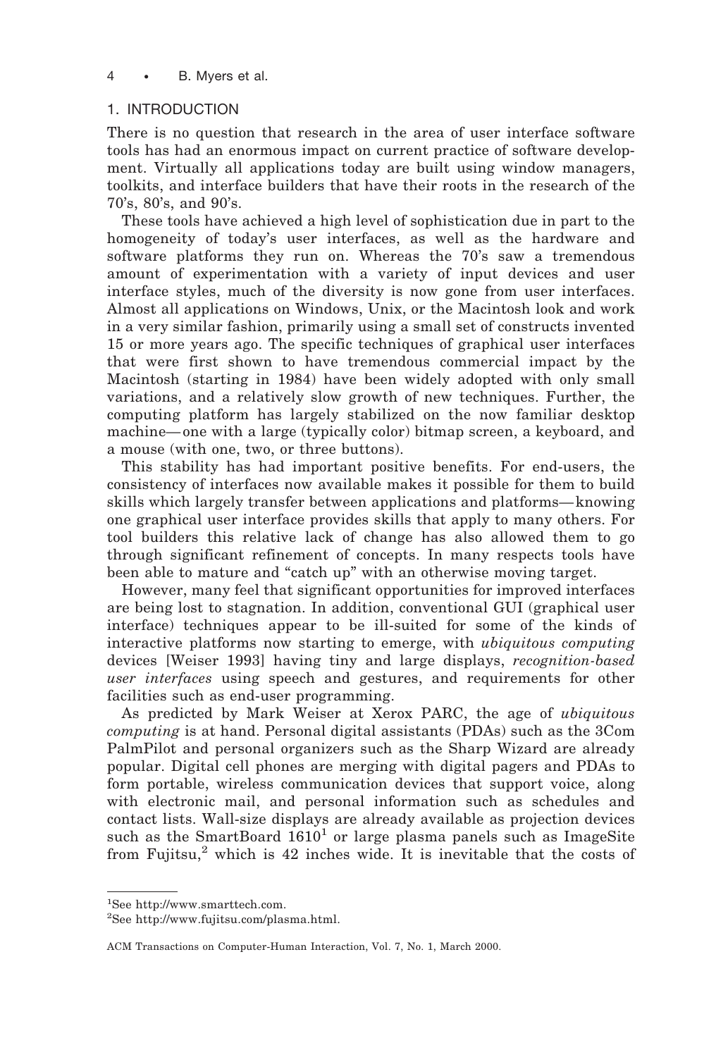## 1. INTRODUCTION

There is no question that research in the area of user interface software tools has had an enormous impact on current practice of software development. Virtually all applications today are built using window managers, toolkits, and interface builders that have their roots in the research of the 70's, 80's, and 90's.

These tools have achieved a high level of sophistication due in part to the homogeneity of today's user interfaces, as well as the hardware and software platforms they run on. Whereas the 70's saw a tremendous amount of experimentation with a variety of input devices and user interface styles, much of the diversity is now gone from user interfaces. Almost all applications on Windows, Unix, or the Macintosh look and work in a very similar fashion, primarily using a small set of constructs invented 15 or more years ago. The specific techniques of graphical user interfaces that were first shown to have tremendous commercial impact by the Macintosh (starting in 1984) have been widely adopted with only small variations, and a relatively slow growth of new techniques. Further, the computing platform has largely stabilized on the now familiar desktop machine—one with a large (typically color) bitmap screen, a keyboard, and a mouse (with one, two, or three buttons).

This stability has had important positive benefits. For end-users, the consistency of interfaces now available makes it possible for them to build skills which largely transfer between applications and platforms—knowing one graphical user interface provides skills that apply to many others. For tool builders this relative lack of change has also allowed them to go through significant refinement of concepts. In many respects tools have been able to mature and "catch up" with an otherwise moving target.

However, many feel that significant opportunities for improved interfaces are being lost to stagnation. In addition, conventional GUI (graphical user interface) techniques appear to be ill-suited for some of the kinds of interactive platforms now starting to emerge, with *ubiquitous computing* devices [Weiser 1993] having tiny and large displays, *recognition-based user interfaces* using speech and gestures, and requirements for other facilities such as end-user programming.

As predicted by Mark Weiser at Xerox PARC, the age of *ubiquitous computing* is at hand. Personal digital assistants (PDAs) such as the 3Com PalmPilot and personal organizers such as the Sharp Wizard are already popular. Digital cell phones are merging with digital pagers and PDAs to form portable, wireless communication devices that support voice, along with electronic mail, and personal information such as schedules and contact lists. Wall-size displays are already available as projection devices such as the SmartBoard 1610[1] or large plasma panels such as ImageSite from Fujitsu,[2] which is 42 inches wide. It is inevitable that the costs of

[1]See http://www.smarttech.com.

[2]See http://www.fujitsu.com/plasma.html.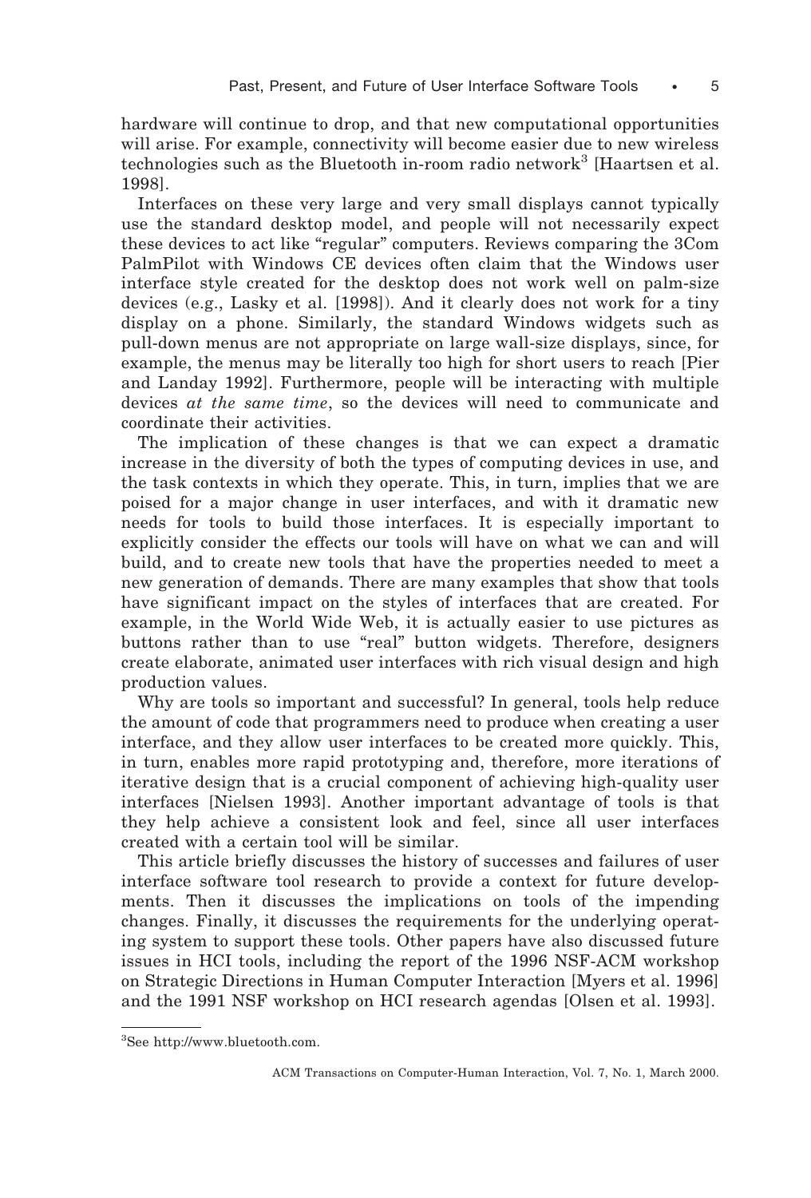hardware will continue to drop, and that new computational opportunities will arise. For example, connectivity will become easier due to new wireless technologies such as the Bluetooth in-room radio network[3] [Haartsen et al. 1998].

Interfaces on these very large and very small displays cannot typically use the standard desktop model, and people will not necessarily expect these devices to act like "regular" computers. Reviews comparing the 3Com PalmPilot with Windows CE devices often claim that the Windows user interface style created for the desktop does not work well on palm-size devices (e.g., Lasky et al. [1998]). And it clearly does not work for a tiny display on a phone. Similarly, the standard Windows widgets such as pull-down menus are not appropriate on large wall-size displays, since, for example, the menus may be literally too high for short users to reach [Pier and Landay 1992]. Furthermore, people will be interacting with multiple devices *at the same time*, so the devices will need to communicate and coordinate their activities.

The implication of these changes is that we can expect a dramatic increase in the diversity of both the types of computing devices in use, and the task contexts in which they operate. This, in turn, implies that we are poised for a major change in user interfaces, and with it dramatic new needs for tools to build those interfaces. It is especially important to explicitly consider the effects our tools will have on what we can and will build, and to create new tools that have the properties needed to meet a new generation of demands. There are many examples that show that tools have significant impact on the styles of interfaces that are created. For example, in the World Wide Web, it is actually easier to use pictures as buttons rather than to use "real" button widgets. Therefore, designers create elaborate, animated user interfaces with rich visual design and high production values.

Why are tools so important and successful? In general, tools help reduce the amount of code that programmers need to produce when creating a user interface, and they allow user interfaces to be created more quickly. This, in turn, enables more rapid prototyping and, therefore, more iterations of iterative design that is a crucial component of achieving high-quality user interfaces [Nielsen 1993]. Another important advantage of tools is that they help achieve a consistent look and feel, since all user interfaces created with a certain tool will be similar.

This article briefly discusses the history of successes and failures of user interface software tool research to provide a context for future developments. Then it discusses the implications on tools of the impending changes. Finally, it discusses the requirements for the underlying operating system to support these tools. Other papers have also discussed future issues in HCI tools, including the report of the 1996 NSF-ACM workshop on Strategic Directions in Human Computer Interaction [Myers et al. 1996] and the 1991 NSF workshop on HCI research agendas [Olsen et al. 1993].

---

[3] See http://www.bluetooth.com.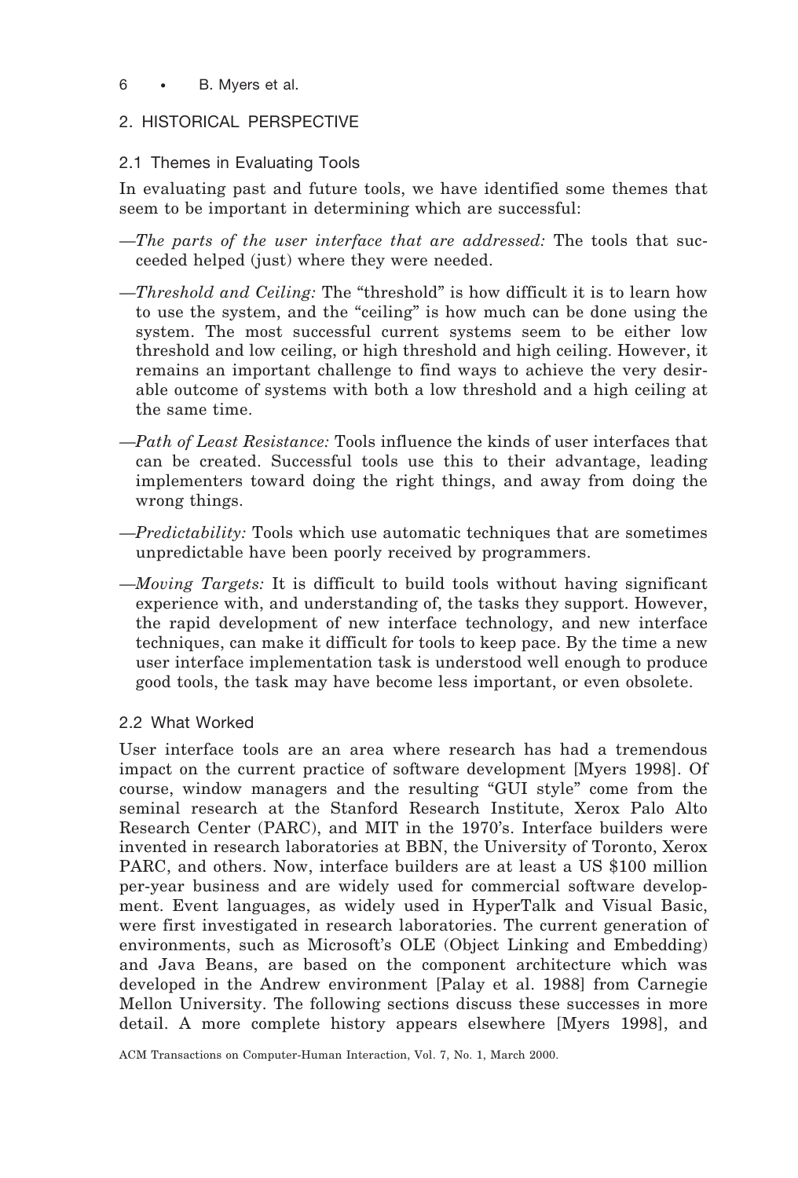## 2. HISTORICAL PERSPECTIVE

### 2.1 Themes in Evaluating Tools

In evaluating past and future tools, we have identified some themes that seem to be important in determining which are successful:

—*The parts of the user interface that are addressed:* The tools that succeeded helped (just) where they were needed.

—*Threshold and Ceiling:* The "threshold" is how difficult it is to learn how to use the system, and the "ceiling" is how much can be done using the system. The most successful current systems seem to be either low threshold and low ceiling, or high threshold and high ceiling. However, it remains an important challenge to find ways to achieve the very desirable outcome of systems with both a low threshold and a high ceiling at the same time.

—*Path of Least Resistance:* Tools influence the kinds of user interfaces that can be created. Successful tools use this to their advantage, leading implementers toward doing the right things, and away from doing the wrong things.

—*Predictability:* Tools which use automatic techniques that are sometimes unpredictable have been poorly received by programmers.

—*Moving Targets:* It is difficult to build tools without having significant experience with, and understanding of, the tasks they support. However, the rapid development of new interface technology, and new interface techniques, can make it difficult for tools to keep pace. By the time a new user interface implementation task is understood well enough to produce good tools, the task may have become less important, or even obsolete.

### 2.2 What Worked

User interface tools are an area where research has had a tremendous impact on the current practice of software development [Myers 1998]. Of course, window managers and the resulting "GUI style" come from the seminal research at the Stanford Research Institute, Xerox Palo Alto Research Center (PARC), and MIT in the 1970's. Interface builders were invented in research laboratories at BBN, the University of Toronto, Xerox PARC, and others. Now, interface builders are at least a US $100 million per-year business and are widely used for commercial software development. Event languages, as widely used in HyperTalk and Visual Basic, were first investigated in research laboratories. The current generation of environments, such as Microsoft's OLE (Object Linking and Embedding) and Java Beans, are based on the component architecture which was developed in the Andrew environment [Palay et al. 1988] from Carnegie Mellon University. The following sections discuss these successes in more detail. A more complete history appears elsewhere [Myers 1998], and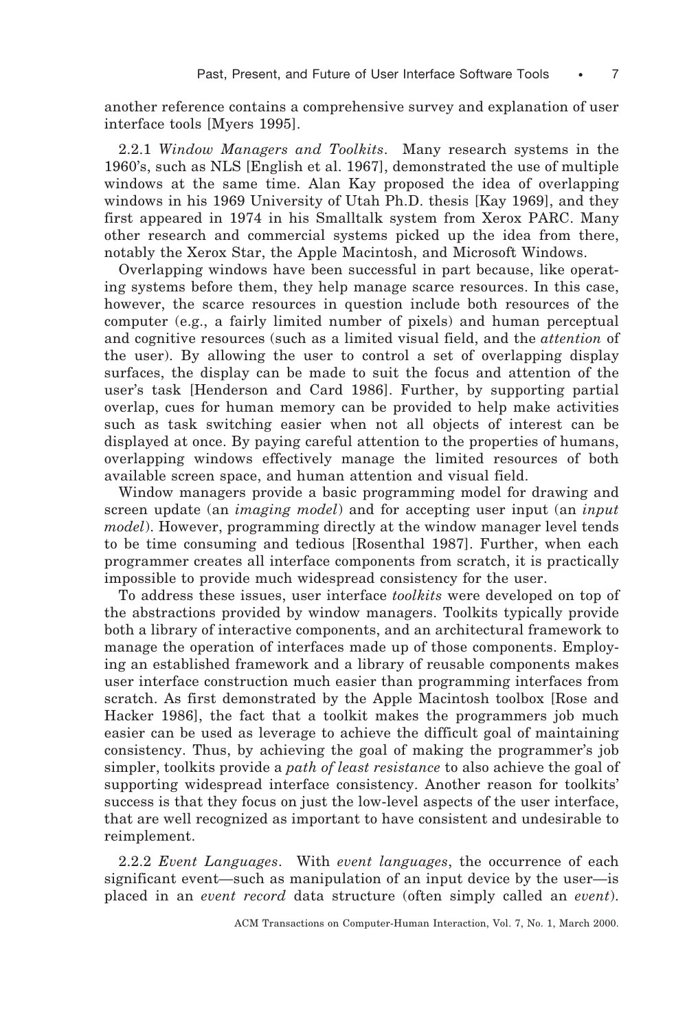another reference contains a comprehensive survey and explanation of user interface tools [Myers 1995].

2.2.1 *Window Managers and Toolkits*. Many research systems in the 1960's, such as NLS [English et al. 1967], demonstrated the use of multiple windows at the same time. Alan Kay proposed the idea of overlapping windows in his 1969 University of Utah Ph.D. thesis [Kay 1969], and they first appeared in 1974 in his Smalltalk system from Xerox PARC. Many other research and commercial systems picked up the idea from there, notably the Xerox Star, the Apple Macintosh, and Microsoft Windows.

Overlapping windows have been successful in part because, like operating systems before them, they help manage scarce resources. In this case, however, the scarce resources in question include both resources of the computer (e.g., a fairly limited number of pixels) and human perceptual and cognitive resources (such as a limited visual field, and the *attention* of the user). By allowing the user to control a set of overlapping display surfaces, the display can be made to suit the focus and attention of the user's task [Henderson and Card 1986]. Further, by supporting partial overlap, cues for human memory can be provided to help make activities such as task switching easier when not all objects of interest can be displayed at once. By paying careful attention to the properties of humans, overlapping windows effectively manage the limited resources of both available screen space, and human attention and visual field.

Window managers provide a basic programming model for drawing and screen update (an *imaging model*) and for accepting user input (an *input model*). However, programming directly at the window manager level tends to be time consuming and tedious [Rosenthal 1987]. Further, when each programmer creates all interface components from scratch, it is practically impossible to provide much widespread consistency for the user.

To address these issues, user interface *toolkits* were developed on top of the abstractions provided by window managers. Toolkits typically provide both a library of interactive components, and an architectural framework to manage the operation of interfaces made up of those components. Employing an established framework and a library of reusable components makes user interface construction much easier than programming interfaces from scratch. As first demonstrated by the Apple Macintosh toolbox [Rose and Hacker 1986], the fact that a toolkit makes the programmers job much easier can be used as leverage to achieve the difficult goal of maintaining consistency. Thus, by achieving the goal of making the programmer's job simpler, toolkits provide a *path of least resistance* to also achieve the goal of supporting widespread interface consistency. Another reason for toolkits' success is that they focus on just the low-level aspects of the user interface, that are well recognized as important to have consistent and undesirable to reimplement.

2.2.2 *Event Languages*. With *event languages*, the occurrence of each significant event—such as manipulation of an input device by the user—is placed in an *event record* data structure (often simply called an *event*).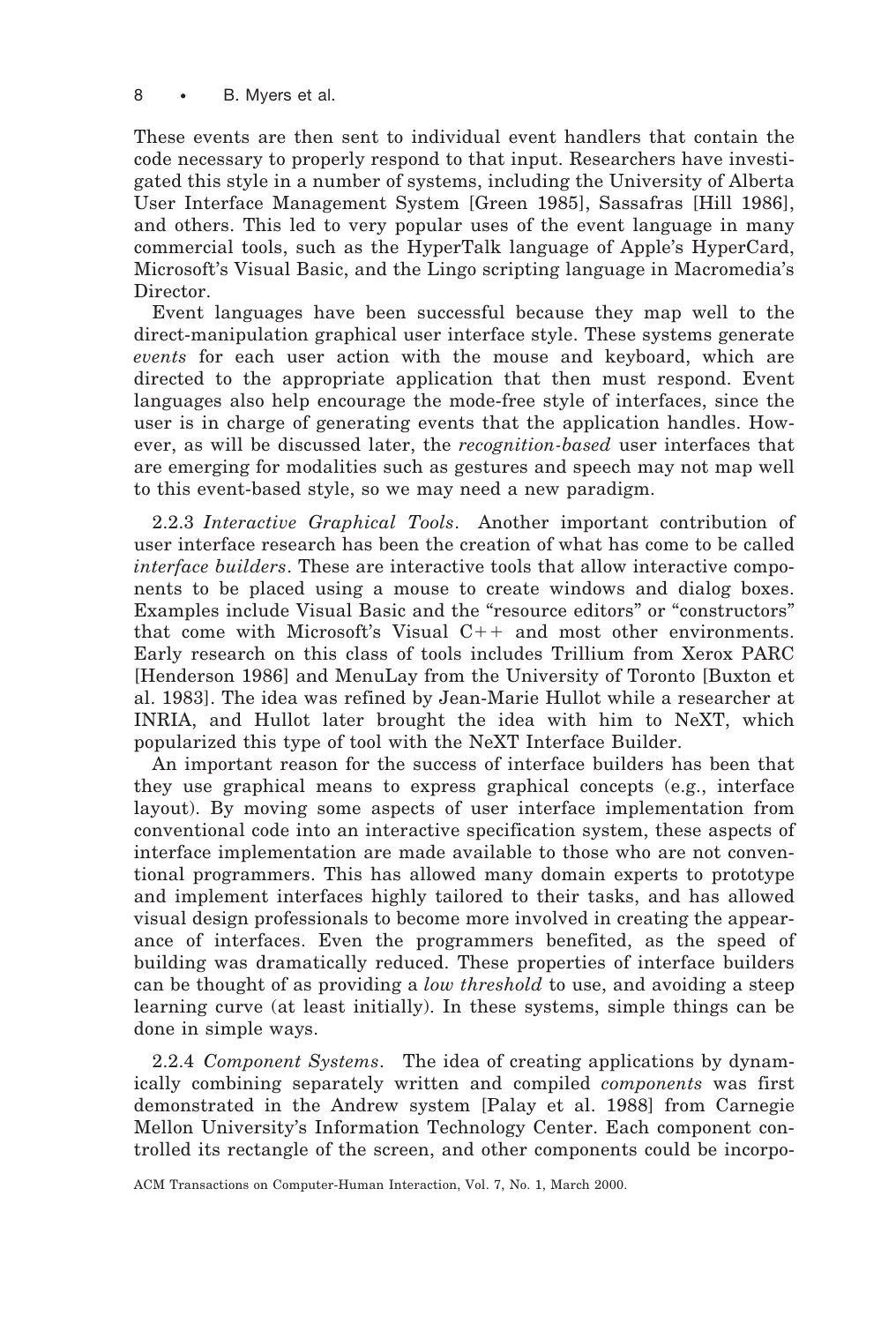These events are then sent to individual event handlers that contain the code necessary to properly respond to that input. Researchers have investigated this style in a number of systems, including the University of Alberta User Interface Management System [Green 1985], Sassafras [Hill 1986], and others. This led to very popular uses of the event language in many commercial tools, such as the HyperTalk language of Apple's HyperCard, Microsoft's Visual Basic, and the Lingo scripting language in Macromedia's Director.

Event languages have been successful because they map well to the direct-manipulation graphical user interface style. These systems generate *events* for each user action with the mouse and keyboard, which are directed to the appropriate application that then must respond. Event languages also help encourage the mode-free style of interfaces, since the user is in charge of generating events that the application handles. However, as will be discussed later, the *recognition-based* user interfaces that are emerging for modalities such as gestures and speech may not map well to this event-based style, so we may need a new paradigm.

2.2.3 *Interactive Graphical Tools*. Another important contribution of user interface research has been the creation of what has come to be called *interface builders*. These are interactive tools that allow interactive components to be placed using a mouse to create windows and dialog boxes. Examples include Visual Basic and the "resource editors" or "constructors" that come with Microsoft's Visual C++ and most other environments. Early research on this class of tools includes Trillium from Xerox PARC [Henderson 1986] and MenuLay from the University of Toronto [Buxton et al. 1983]. The idea was refined by Jean-Marie Hullot while a researcher at INRIA, and Hullot later brought the idea with him to NeXT, which popularized this type of tool with the NeXT Interface Builder.

An important reason for the success of interface builders has been that they use graphical means to express graphical concepts (e.g., interface layout). By moving some aspects of user interface implementation from conventional code into an interactive specification system, these aspects of interface implementation are made available to those who are not conventional programmers. This has allowed many domain experts to prototype and implement interfaces highly tailored to their tasks, and has allowed visual design professionals to become more involved in creating the appearance of interfaces. Even the programmers benefited, as the speed of building was dramatically reduced. These properties of interface builders can be thought of as providing a *low threshold* to use, and avoiding a steep learning curve (at least initially). In these systems, simple things can be done in simple ways.

2.2.4 *Component Systems*. The idea of creating applications by dynamically combining separately written and compiled *components* was first demonstrated in the Andrew system [Palay et al. 1988] from Carnegie Mellon University's Information Technology Center. Each component controlled its rectangle of the screen, and other components could be incorpo-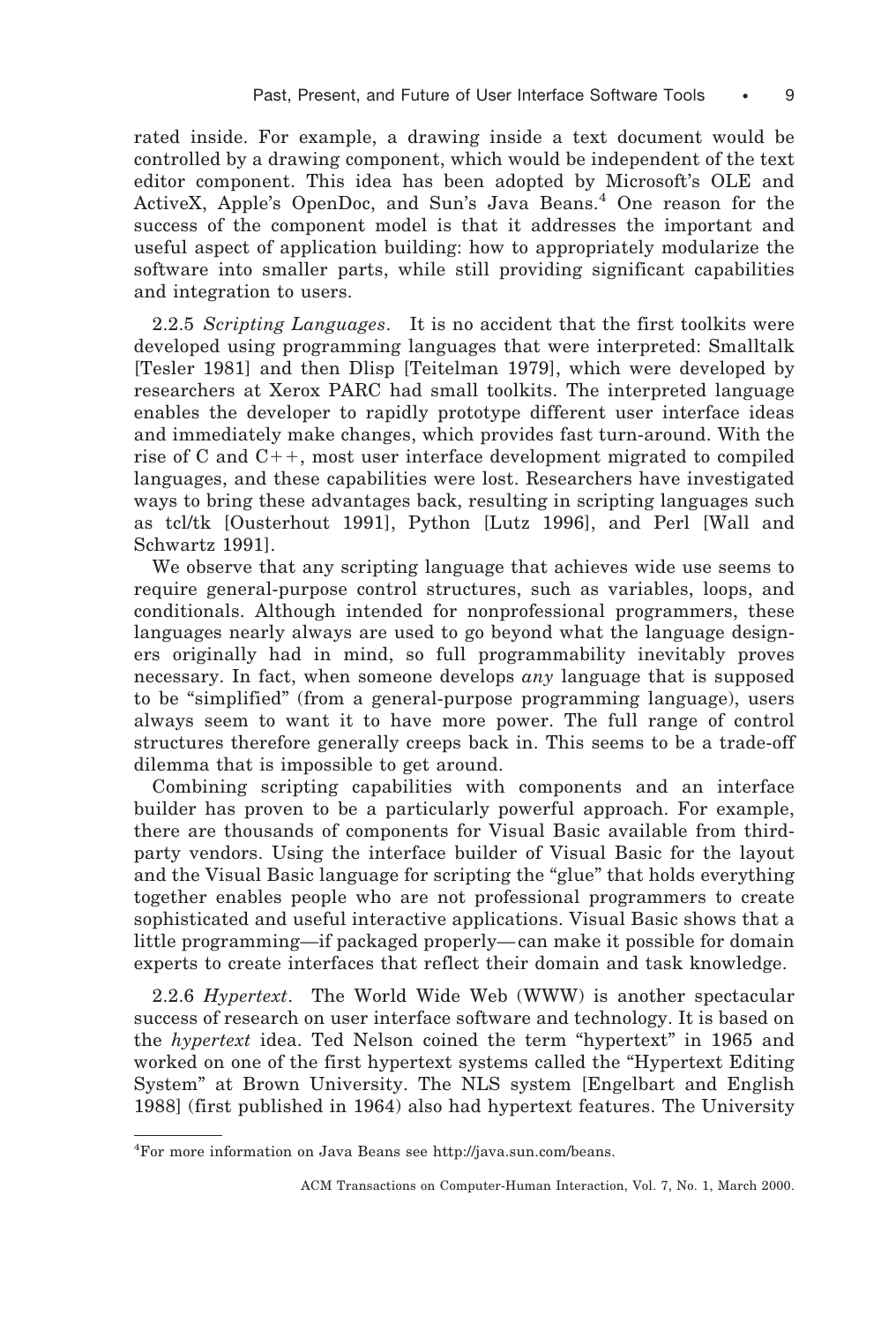rated inside. For example, a drawing inside a text document would be controlled by a drawing component, which would be independent of the text editor component. This idea has been adopted by Microsoft's OLE and ActiveX, Apple's OpenDoc, and Sun's Java Beans.[4] One reason for the success of the component model is that it addresses the important and useful aspect of application building: how to appropriately modularize the software into smaller parts, while still providing significant capabilities and integration to users.

2.2.5 *Scripting Languages*. It is no accident that the first toolkits were developed using programming languages that were interpreted: Smalltalk [Tesler 1981] and then Dlisp [Teitelman 1979], which were developed by researchers at Xerox PARC had small toolkits. The interpreted language enables the developer to rapidly prototype different user interface ideas and immediately make changes, which provides fast turn-around. With the rise of C and C++, most user interface development migrated to compiled languages, and these capabilities were lost. Researchers have investigated ways to bring these advantages back, resulting in scripting languages such as tcl/tk [Ousterhout 1991], Python [Lutz 1996], and Perl [Wall and Schwartz 1991].

We observe that any scripting language that achieves wide use seems to require general-purpose control structures, such as variables, loops, and conditionals. Although intended for nonprofessional programmers, these languages nearly always are used to go beyond what the language designers originally had in mind, so full programmability inevitably proves necessary. In fact, when someone develops *any* language that is supposed to be "simplified" (from a general-purpose programming language), users always seem to want it to have more power. The full range of control structures therefore generally creeps back in. This seems to be a trade-off dilemma that is impossible to get around.

Combining scripting capabilities with components and an interface builder has proven to be a particularly powerful approach. For example, there are thousands of components for Visual Basic available from third-party vendors. Using the interface builder of Visual Basic for the layout and the Visual Basic language for scripting the "glue" that holds everything together enables people who are not professional programmers to create sophisticated and useful interactive applications. Visual Basic shows that a little programming—if packaged properly—can make it possible for domain experts to create interfaces that reflect their domain and task knowledge.

2.2.6 *Hypertext*. The World Wide Web (WWW) is another spectacular success of research on user interface software and technology. It is based on the *hypertext* idea. Ted Nelson coined the term "hypertext" in 1965 and worked on one of the first hypertext systems called the "Hypertext Editing System" at Brown University. The NLS system [Engelbart and English 1988] (first published in 1964) also had hypertext features. The University

[4] For more information on Java Beans see http://java.sun.com/beans.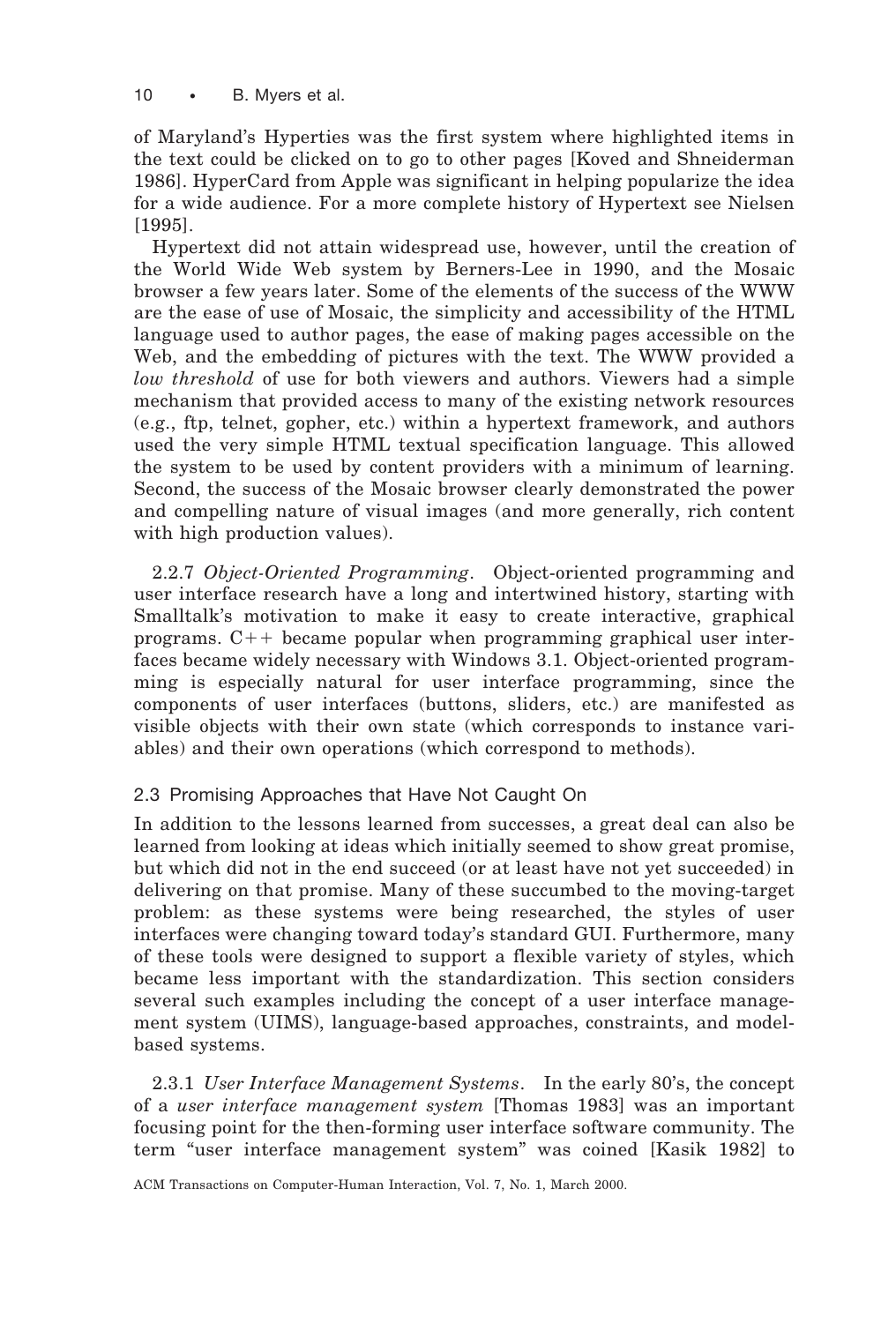of Maryland's Hyperties was the first system where highlighted items in the text could be clicked on to go to other pages [Koved and Shneiderman 1986]. HyperCard from Apple was significant in helping popularize the idea for a wide audience. For a more complete history of Hypertext see Nielsen [1995].

Hypertext did not attain widespread use, however, until the creation of the World Wide Web system by Berners-Lee in 1990, and the Mosaic browser a few years later. Some of the elements of the success of the WWW are the ease of use of Mosaic, the simplicity and accessibility of the HTML language used to author pages, the ease of making pages accessible on the Web, and the embedding of pictures with the text. The WWW provided a *low threshold* of use for both viewers and authors. Viewers had a simple mechanism that provided access to many of the existing network resources (e.g., ftp, telnet, gopher, etc.) within a hypertext framework, and authors used the very simple HTML textual specification language. This allowed the system to be used by content providers with a minimum of learning. Second, the success of the Mosaic browser clearly demonstrated the power and compelling nature of visual images (and more generally, rich content with high production values).

2.2.7 *Object-Oriented Programming*. Object-oriented programming and user interface research have a long and intertwined history, starting with Smalltalk's motivation to make it easy to create interactive, graphical programs. C++ became popular when programming graphical user interfaces became widely necessary with Windows 3.1. Object-oriented programming is especially natural for user interface programming, since the components of user interfaces (buttons, sliders, etc.) are manifested as visible objects with their own state (which corresponds to instance variables) and their own operations (which correspond to methods).

### 2.3 Promising Approaches that Have Not Caught On

In addition to the lessons learned from successes, a great deal can also be learned from looking at ideas which initially seemed to show great promise, but which did not in the end succeed (or at least have not yet succeeded) in delivering on that promise. Many of these succumbed to the moving-target problem: as these systems were being researched, the styles of user interfaces were changing toward today's standard GUI. Furthermore, many of these tools were designed to support a flexible variety of styles, which became less important with the standardization. This section considers several such examples including the concept of a user interface management system (UIMS), language-based approaches, constraints, and model-based systems.

2.3.1 *User Interface Management Systems*. In the early 80's, the concept of a *user interface management system* [Thomas 1983] was an important focusing point for the then-forming user interface software community. The term "user interface management system" was coined [Kasik 1982] to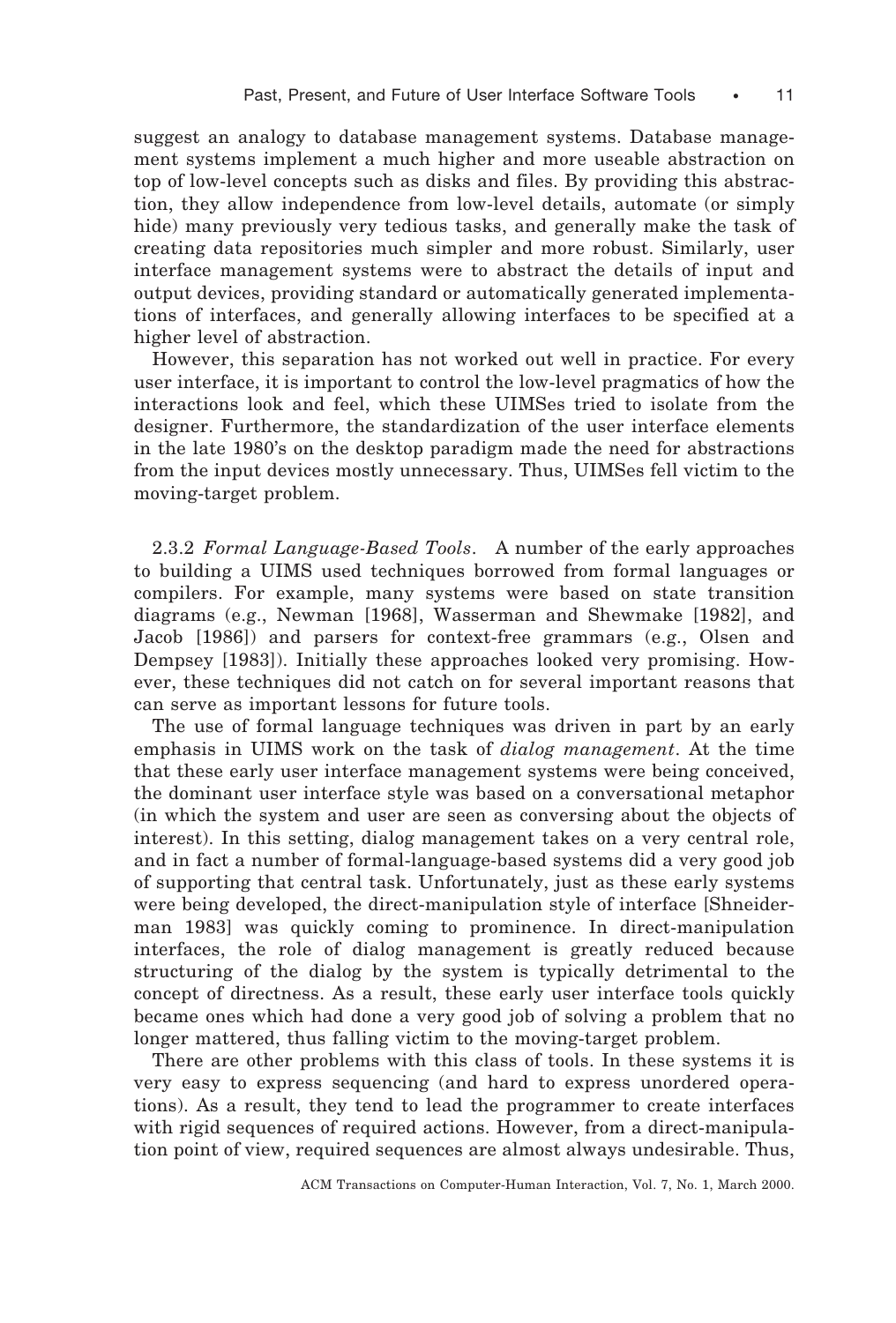suggest an analogy to database management systems. Database management systems implement a much higher and more useable abstraction on top of low-level concepts such as disks and files. By providing this abstraction, they allow independence from low-level details, automate (or simply hide) many previously very tedious tasks, and generally make the task of creating data repositories much simpler and more robust. Similarly, user interface management systems were to abstract the details of input and output devices, providing standard or automatically generated implementations of interfaces, and generally allowing interfaces to be specified at a higher level of abstraction.

However, this separation has not worked out well in practice. For every user interface, it is important to control the low-level pragmatics of how the interactions look and feel, which these UIMSes tried to isolate from the designer. Furthermore, the standardization of the user interface elements in the late 1980's on the desktop paradigm made the need for abstractions from the input devices mostly unnecessary. Thus, UIMSes fell victim to the moving-target problem.

#### 2.3.2 *Formal Language-Based Tools*.

A number of the early approaches to building a UIMS used techniques borrowed from formal languages or compilers. For example, many systems were based on state transition diagrams (e.g., Newman [1968], Wasserman and Shewmake [1982], and Jacob [1986]) and parsers for context-free grammars (e.g., Olsen and Dempsey [1983]). Initially these approaches looked very promising. However, these techniques did not catch on for several important reasons that can serve as important lessons for future tools.

The use of formal language techniques was driven in part by an early emphasis in UIMS work on the task of *dialog management*. At the time that these early user interface management systems were being conceived, the dominant user interface style was based on a conversational metaphor (in which the system and user are seen as conversing about the objects of interest). In this setting, dialog management takes on a very central role, and in fact a number of formal-language-based systems did a very good job of supporting that central task. Unfortunately, just as these early systems were being developed, the direct-manipulation style of interface [Shneiderman 1983] was quickly coming to prominence. In direct-manipulation interfaces, the role of dialog management is greatly reduced because structuring of the dialog by the system is typically detrimental to the concept of directness. As a result, these early user interface tools quickly became ones which had done a very good job of solving a problem that no longer mattered, thus falling victim to the moving-target problem.

There are other problems with this class of tools. In these systems it is very easy to express sequencing (and hard to express unordered operations). As a result, they tend to lead the programmer to create interfaces with rigid sequences of required actions. However, from a direct-manipulation point of view, required sequences are almost always undesirable. Thus,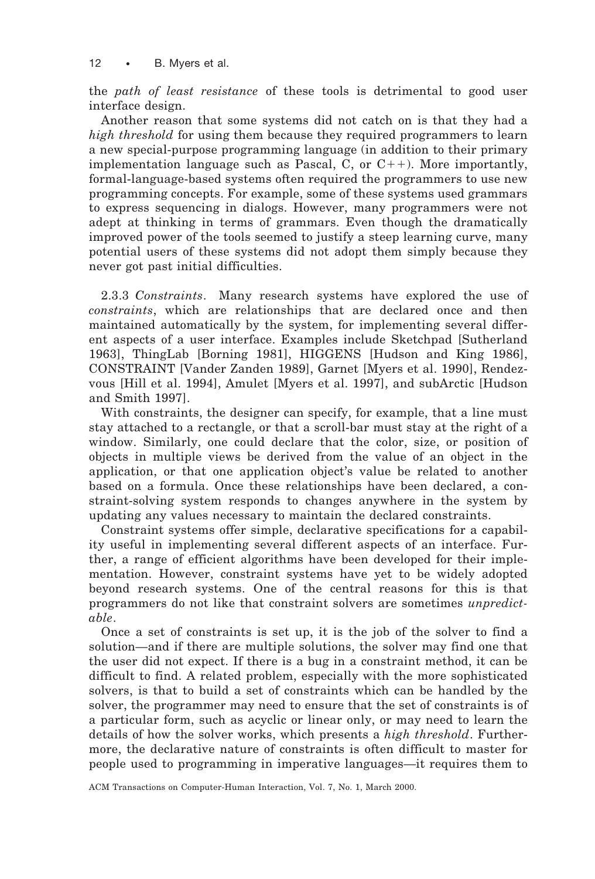the *path of least resistance* of these tools is detrimental to good user interface design.

Another reason that some systems did not catch on is that they had a *high threshold* for using them because they required programmers to learn a new special-purpose programming language (in addition to their primary implementation language such as Pascal, C, or C++). More importantly, formal-language-based systems often required the programmers to use new programming concepts. For example, some of these systems used grammars to express sequencing in dialogs. However, many programmers were not adept at thinking in terms of grammars. Even though the dramatically improved power of the tools seemed to justify a steep learning curve, many potential users of these systems did not adopt them simply because they never got past initial difficulties.

#### 2.3.3 *Constraints*.

Many research systems have explored the use of *constraints*, which are relationships that are declared once and then maintained automatically by the system, for implementing several different aspects of a user interface. Examples include Sketchpad [Sutherland 1963], ThingLab [Borning 1981], HIGGENS [Hudson and King 1986], CONSTRAINT [Vander Zanden 1989], Garnet [Myers et al. 1990], Rendezvous [Hill et al. 1994], Amulet [Myers et al. 1997], and subArctic [Hudson and Smith 1997].

With constraints, the designer can specify, for example, that a line must stay attached to a rectangle, or that a scroll-bar must stay at the right of a window. Similarly, one could declare that the color, size, or position of objects in multiple views be derived from the value of an object in the application, or that one application object's value be related to another based on a formula. Once these relationships have been declared, a constraint-solving system responds to changes anywhere in the system by updating any values necessary to maintain the declared constraints.

Constraint systems offer simple, declarative specifications for a capability useful in implementing several different aspects of an interface. Further, a range of efficient algorithms have been developed for their implementation. However, constraint systems have yet to be widely adopted beyond research systems. One of the central reasons for this is that programmers do not like that constraint solvers are sometimes *unpredictable*.

Once a set of constraints is set up, it is the job of the solver to find a solution—and if there are multiple solutions, the solver may find one that the user did not expect. If there is a bug in a constraint method, it can be difficult to find. A related problem, especially with the more sophisticated solvers, is that to build a set of constraints which can be handled by the solver, the programmer may need to ensure that the set of constraints is of a particular form, such as acyclic or linear only, or may need to learn the details of how the solver works, which presents a *high threshold*. Furthermore, the declarative nature of constraints is often difficult to master for people used to programming in imperative languages—it requires them to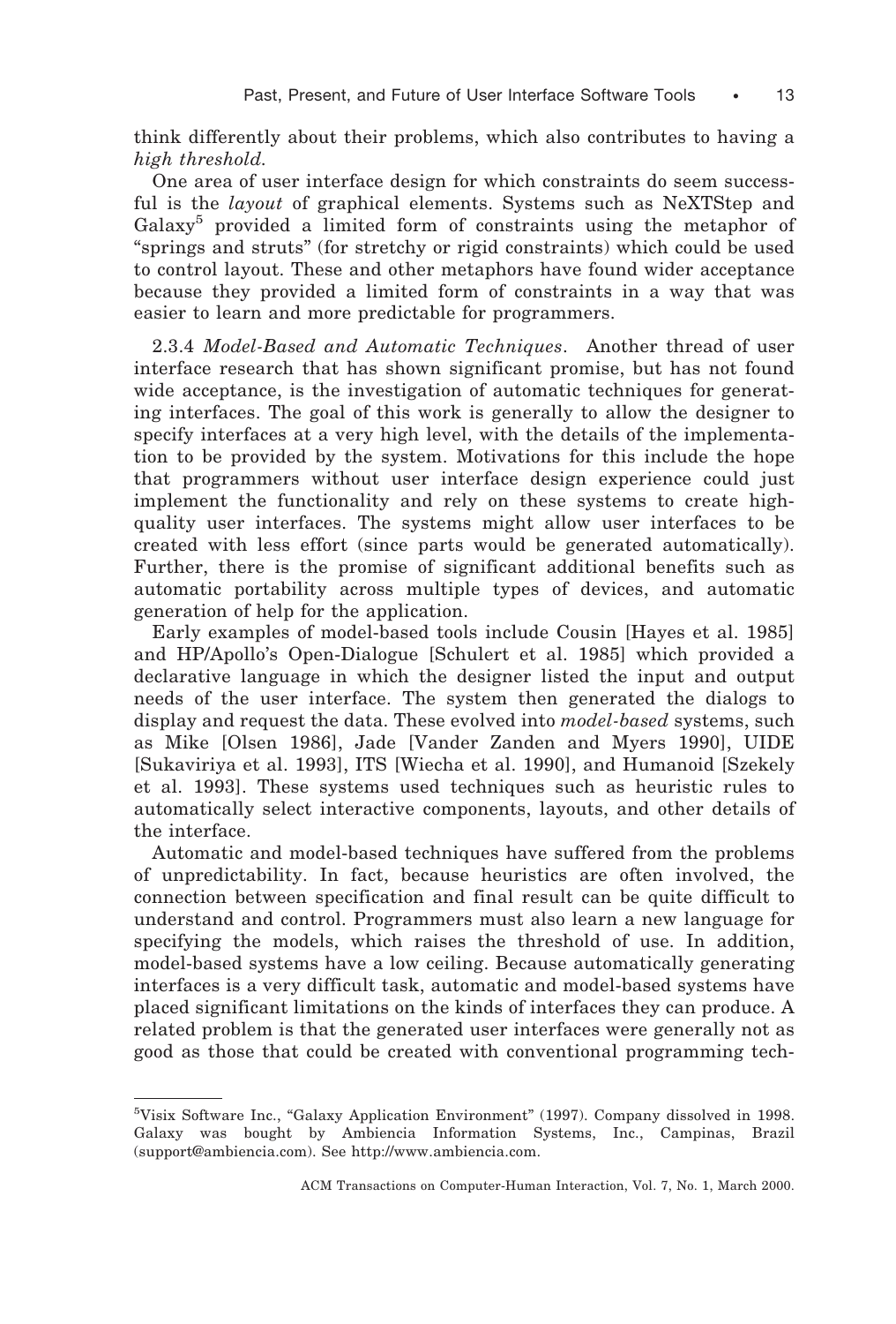think differently about their problems, which also contributes to having a *high threshold*.

One area of user interface design for which constraints do seem successful is the *layout* of graphical elements. Systems such as NeXTStep and Galaxy[5] provided a limited form of constraints using the metaphor of "springs and struts" (for stretchy or rigid constraints) which could be used to control layout. These and other metaphors have found wider acceptance because they provided a limited form of constraints in a way that was easier to learn and more predictable for programmers.

2.3.4 *Model-Based and Automatic Techniques*. Another thread of user interface research that has shown significant promise, but has not found wide acceptance, is the investigation of automatic techniques for generating interfaces. The goal of this work is generally to allow the designer to specify interfaces at a very high level, with the details of the implementation to be provided by the system. Motivations for this include the hope that programmers without user interface design experience could just implement the functionality and rely on these systems to create high-quality user interfaces. The systems might allow user interfaces to be created with less effort (since parts would be generated automatically). Further, there is the promise of significant additional benefits such as automatic portability across multiple types of devices, and automatic generation of help for the application.

Early examples of model-based tools include Cousin [Hayes et al. 1985] and HP/Apollo's Open-Dialogue [Schulert et al. 1985] which provided a declarative language in which the designer listed the input and output needs of the user interface. The system then generated the dialogs to display and request the data. These evolved into *model-based* systems, such as Mike [Olsen 1986], Jade [Vander Zanden and Myers 1990], UIDE [Sukaviriya et al. 1993], ITS [Wiecha et al. 1990], and Humanoid [Szekely et al. 1993]. These systems used techniques such as heuristic rules to automatically select interactive components, layouts, and other details of the interface.

Automatic and model-based techniques have suffered from the problems of unpredictability. In fact, because heuristics are often involved, the connection between specification and final result can be quite difficult to understand and control. Programmers must also learn a new language for specifying the models, which raises the threshold of use. In addition, model-based systems have a low ceiling. Because automatically generating interfaces is a very difficult task, automatic and model-based systems have placed significant limitations on the kinds of interfaces they can produce. A related problem is that the generated user interfaces were generally not as good as those that could be created with conventional programming tech-

---

[5]Visix Software Inc., "Galaxy Application Environment" (1997). Company dissolved in 1998. Galaxy was bought by Ambiencia Information Systems, Inc., Campinas, Brazil (support@ambiencia.com). See http://www.ambiencia.com.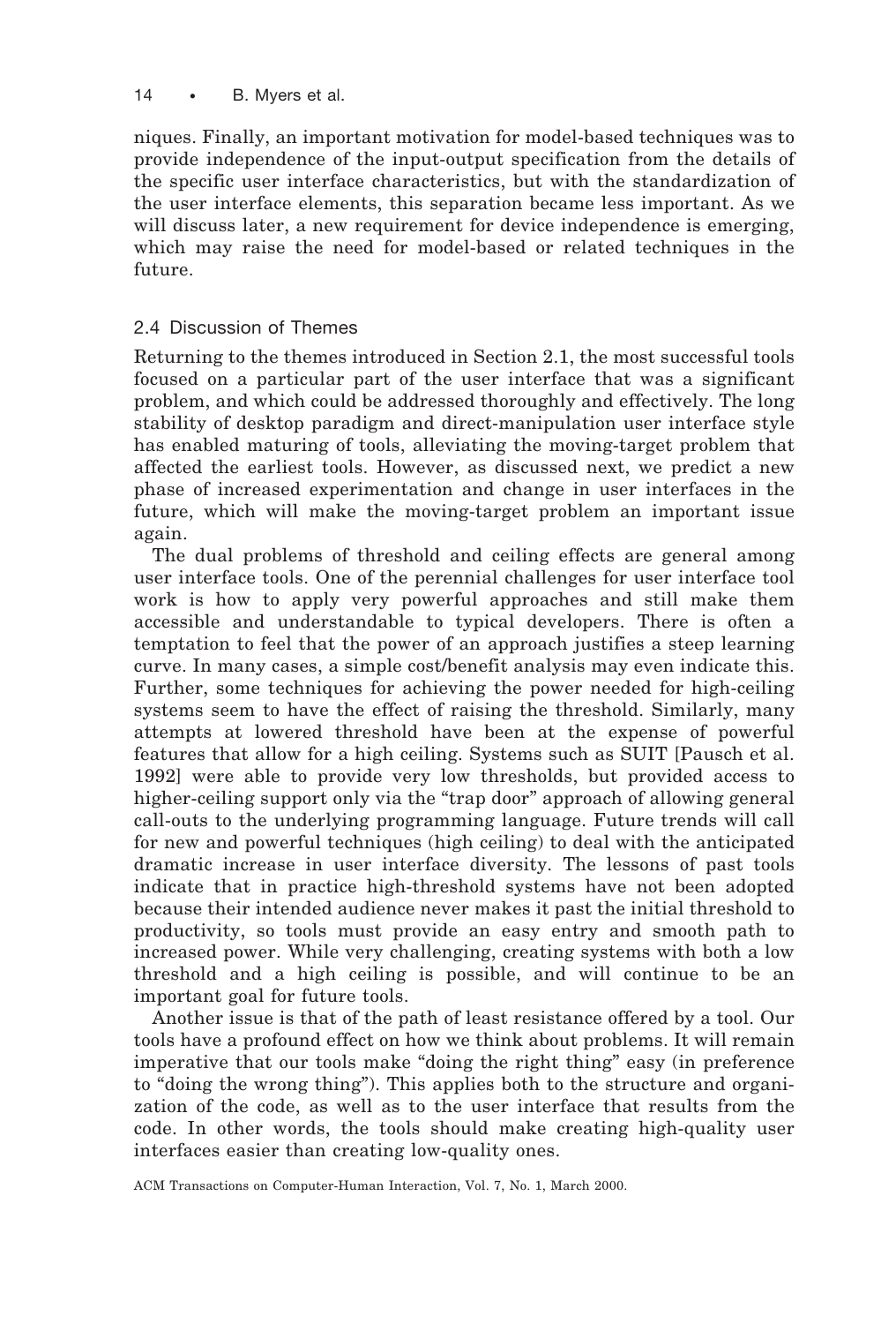niques. Finally, an important motivation for model-based techniques was to provide independence of the input-output specification from the details of the specific user interface characteristics, but with the standardization of the user interface elements, this separation became less important. As we will discuss later, a new requirement for device independence is emerging, which may raise the need for model-based or related techniques in the future.

## 2.4 Discussion of Themes

Returning to the themes introduced in Section 2.1, the most successful tools focused on a particular part of the user interface that was a significant problem, and which could be addressed thoroughly and effectively. The long stability of desktop paradigm and direct-manipulation user interface style has enabled maturing of tools, alleviating the moving-target problem that affected the earliest tools. However, as discussed next, we predict a new phase of increased experimentation and change in user interfaces in the future, which will make the moving-target problem an important issue again.

The dual problems of threshold and ceiling effects are general among user interface tools. One of the perennial challenges for user interface tool work is how to apply very powerful approaches and still make them accessible and understandable to typical developers. There is often a temptation to feel that the power of an approach justifies a steep learning curve. In many cases, a simple cost/benefit analysis may even indicate this. Further, some techniques for achieving the power needed for high-ceiling systems seem to have the effect of raising the threshold. Similarly, many attempts at lowered threshold have been at the expense of powerful features that allow for a high ceiling. Systems such as SUIT [Pausch et al. 1992] were able to provide very low thresholds, but provided access to higher-ceiling support only via the "trap door" approach of allowing general call-outs to the underlying programming language. Future trends will call for new and powerful techniques (high ceiling) to deal with the anticipated dramatic increase in user interface diversity. The lessons of past tools indicate that in practice high-threshold systems have not been adopted because their intended audience never makes it past the initial threshold to productivity, so tools must provide an easy entry and smooth path to increased power. While very challenging, creating systems with both a low threshold and a high ceiling is possible, and will continue to be an important goal for future tools.

Another issue is that of the path of least resistance offered by a tool. Our tools have a profound effect on how we think about problems. It will remain imperative that our tools make "doing the right thing" easy (in preference to "doing the wrong thing"). This applies both to the structure and organization of the code, as well as to the user interface that results from the code. In other words, the tools should make creating high-quality user interfaces easier than creating low-quality ones.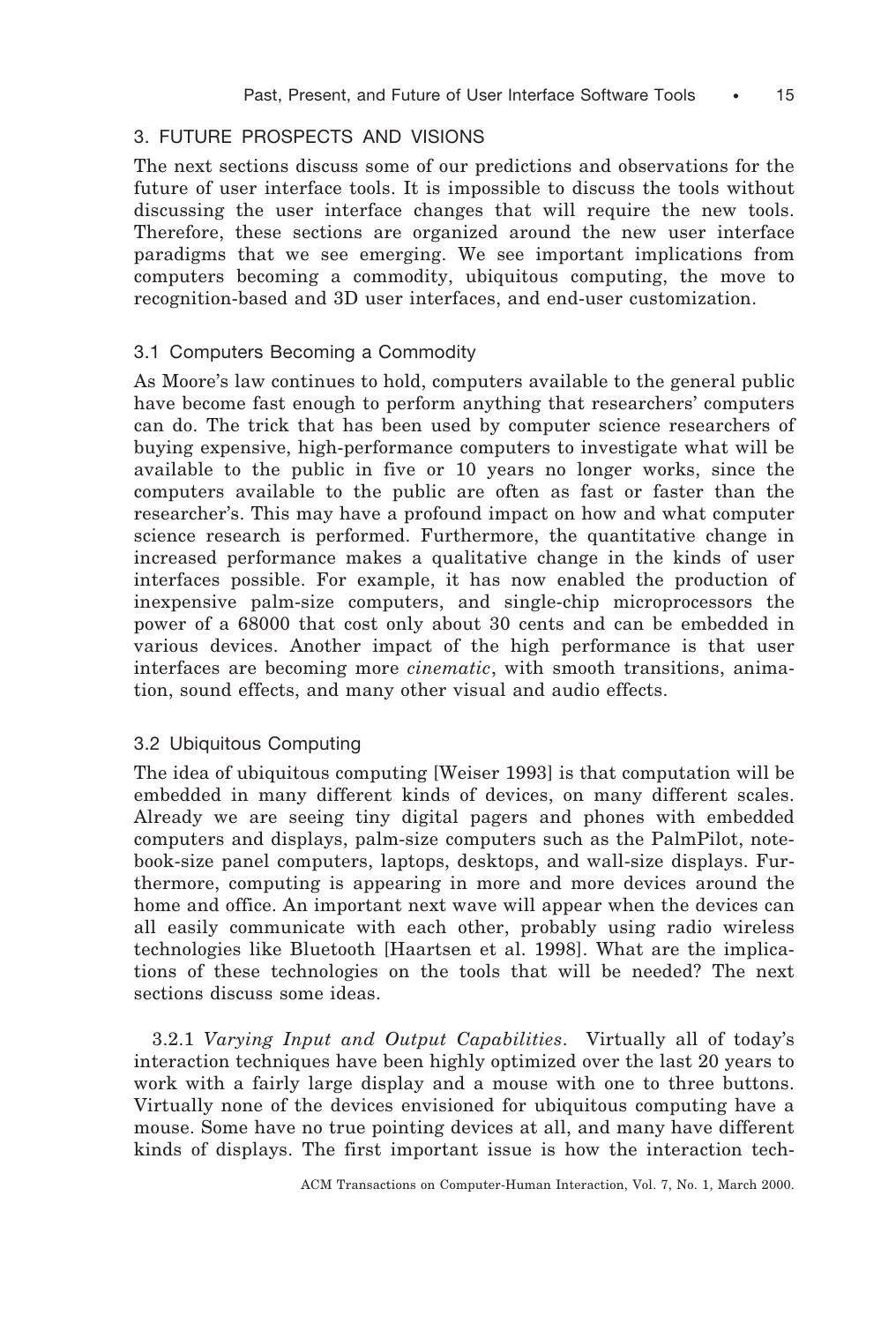## 3. FUTURE PROSPECTS AND VISIONS

The next sections discuss some of our predictions and observations for the future of user interface tools. It is impossible to discuss the tools without discussing the user interface changes that will require the new tools. Therefore, these sections are organized around the new user interface paradigms that we see emerging. We see important implications from computers becoming a commodity, ubiquitous computing, the move to recognition-based and 3D user interfaces, and end-user customization.

### 3.1 Computers Becoming a Commodity

As Moore's law continues to hold, computers available to the general public have become fast enough to perform anything that researchers' computers can do. The trick that has been used by computer science researchers of buying expensive, high-performance computers to investigate what will be available to the public in five or 10 years no longer works, since the computers available to the public are often as fast or faster than the researcher's. This may have a profound impact on how and what computer science research is performed. Furthermore, the quantitative change in increased performance makes a qualitative change in the kinds of user interfaces possible. For example, it has now enabled the production of inexpensive palm-size computers, and single-chip microprocessors the power of a 68000 that cost only about 30 cents and can be embedded in various devices. Another impact of the high performance is that user interfaces are becoming more *cinematic*, with smooth transitions, animation, sound effects, and many other visual and audio effects.

### 3.2 Ubiquitous Computing

The idea of ubiquitous computing [Weiser 1993] is that computation will be embedded in many different kinds of devices, on many different scales. Already we are seeing tiny digital pagers and phones with embedded computers and displays, palm-size computers such as the PalmPilot, notebook-size panel computers, laptops, desktops, and wall-size displays. Furthermore, computing is appearing in more and more devices around the home and office. An important next wave will appear when the devices can all easily communicate with each other, probably using radio wireless technologies like Bluetooth [Haartsen et al. 1998]. What are the implications of these technologies on the tools that will be needed? The next sections discuss some ideas.

3.2.1 *Varying Input and Output Capabilities*. Virtually all of today's interaction techniques have been highly optimized over the last 20 years to work with a fairly large display and a mouse with one to three buttons. Virtually none of the devices envisioned for ubiquitous computing have a mouse. Some have no true pointing devices at all, and many have different kinds of displays. The first important issue is how the interaction tech-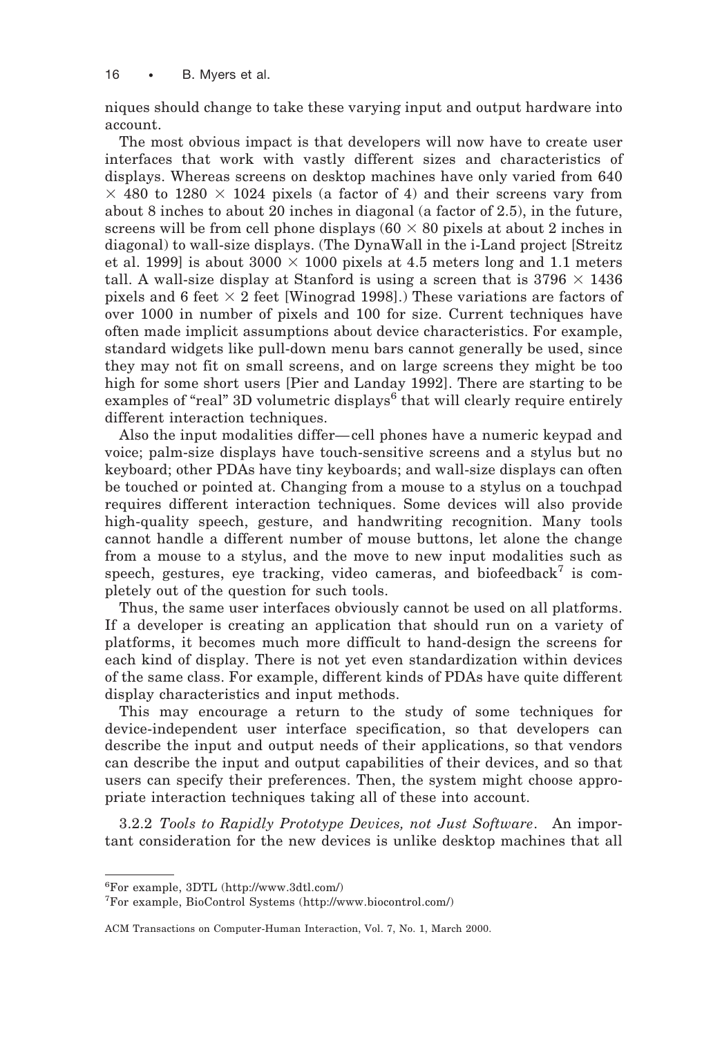niques should change to take these varying input and output hardware into account.

The most obvious impact is that developers will now have to create user interfaces that work with vastly different sizes and characteristics of displays. Whereas screens on desktop machines have only varied from $640 \times 480$ to $1280 \times 1024$ pixels (a factor of 4) and their screens vary from about 8 inches to about 20 inches in diagonal (a factor of 2.5), in the future, screens will be from cell phone displays ($60 \times 80$ pixels at about 2 inches in diagonal) to wall-size displays. (The DynaWall in the i-Land project [Streitz et al. 1999] is about $3000 \times 1000$ pixels at 4.5 meters long and 1.1 meters tall. A wall-size display at Stanford is using a screen that is $3796 \times 1436$ pixels and 6 feet $\times$ 2 feet [Winograd 1998].) These variations are factors of over 1000 in number of pixels and 100 for size. Current techniques have often made implicit assumptions about device characteristics. For example, standard widgets like pull-down menu bars cannot generally be used, since they may not fit on small screens, and on large screens they might be too high for some short users [Pier and Landay 1992]. There are starting to be examples of "real" 3D volumetric displays[6] that will clearly require entirely different interaction techniques.

Also the input modalities differ—cell phones have a numeric keypad and voice; palm-size displays have touch-sensitive screens and a stylus but no keyboard; other PDAs have tiny keyboards; and wall-size displays can often be touched or pointed at. Changing from a mouse to a stylus on a touchpad requires different interaction techniques. Some devices will also provide high-quality speech, gesture, and handwriting recognition. Many tools cannot handle a different number of mouse buttons, let alone the change from a mouse to a stylus, and the move to new input modalities such as speech, gestures, eye tracking, video cameras, and biofeedback[7] is completely out of the question for such tools.

Thus, the same user interfaces obviously cannot be used on all platforms. If a developer is creating an application that should run on a variety of platforms, it becomes much more difficult to hand-design the screens for each kind of display. There is not yet even standardization within devices of the same class. For example, different kinds of PDAs have quite different display characteristics and input methods.

This may encourage a return to the study of some techniques for device-independent user interface specification, so that developers can describe the input and output needs of their applications, so that vendors can describe the input and output capabilities of their devices, and so that users can specify their preferences. Then, the system might choose appropriate interaction techniques taking all of these into account.

3.2.2 *Tools to Rapidly Prototype Devices, not Just Software*. An important consideration for the new devices is unlike desktop machines that all

---

[6] For example, 3DTL (http://www.3dtl.com/)

[7] For example, BioControl Systems (http://www.biocontrol.com/)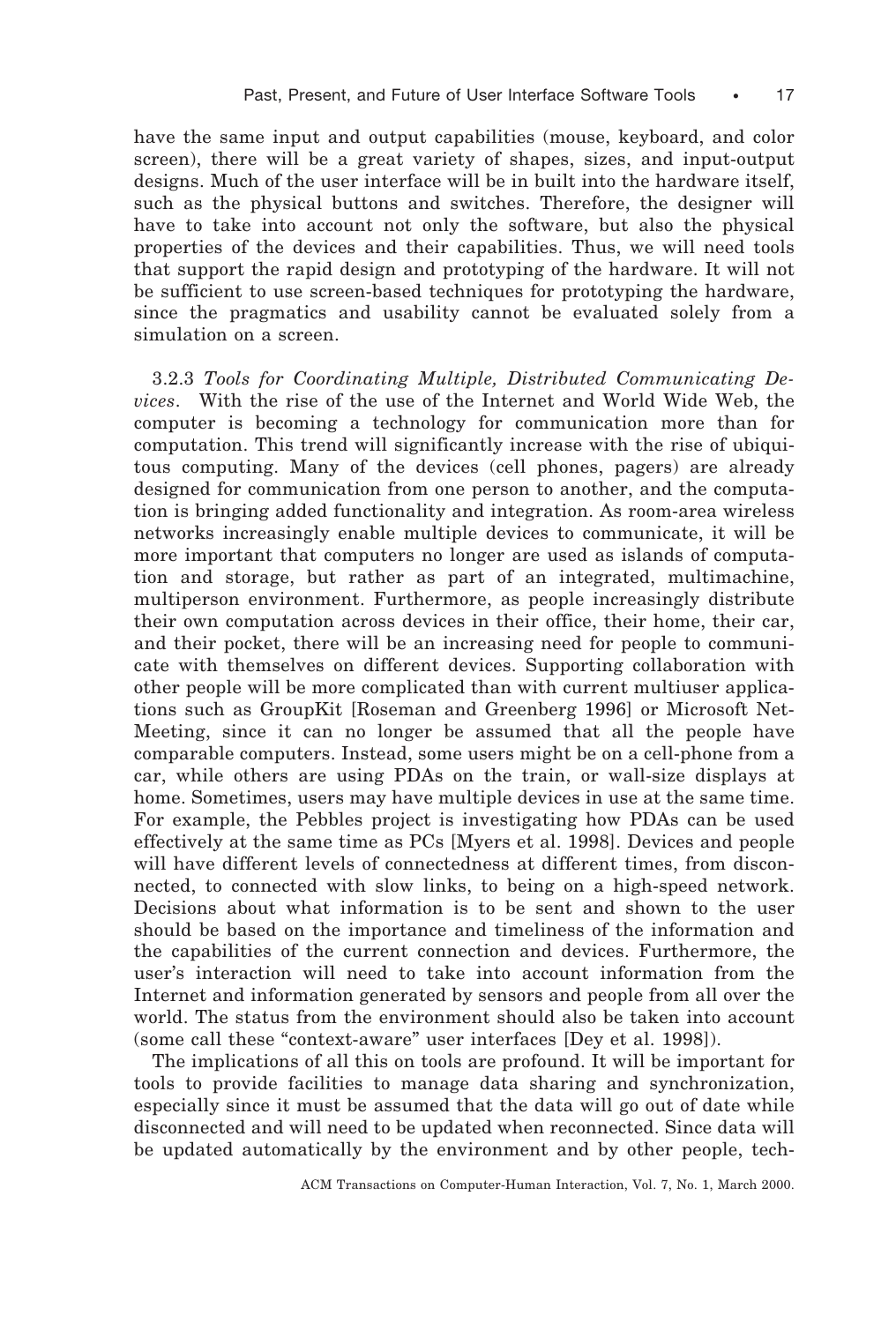have the same input and output capabilities (mouse, keyboard, and color screen), there will be a great variety of shapes, sizes, and input-output designs. Much of the user interface will be in built into the hardware itself, such as the physical buttons and switches. Therefore, the designer will have to take into account not only the software, but also the physical properties of the devices and their capabilities. Thus, we will need tools that support the rapid design and prototyping of the hardware. It will not be sufficient to use screen-based techniques for prototyping the hardware, since the pragmatics and usability cannot be evaluated solely from a simulation on a screen.

3.2.3 *Tools for Coordinating Multiple, Distributed Communicating Devices*. With the rise of the use of the Internet and World Wide Web, the computer is becoming a technology for communication more than for computation. This trend will significantly increase with the rise of ubiquitous computing. Many of the devices (cell phones, pagers) are already designed for communication from one person to another, and the computation is bringing added functionality and integration. As room-area wireless networks increasingly enable multiple devices to communicate, it will be more important that computers no longer are used as islands of computation and storage, but rather as part of an integrated, multimachine, multiperson environment. Furthermore, as people increasingly distribute their own computation across devices in their office, their home, their car, and their pocket, there will be an increasing need for people to communicate with themselves on different devices. Supporting collaboration with other people will be more complicated than with current multiuser applications such as GroupKit [Roseman and Greenberg 1996] or Microsoft NetMeeting, since it can no longer be assumed that all the people have comparable computers. Instead, some users might be on a cell-phone from a car, while others are using PDAs on the train, or wall-size displays at home. Sometimes, users may have multiple devices in use at the same time. For example, the Pebbles project is investigating how PDAs can be used effectively at the same time as PCs [Myers et al. 1998]. Devices and people will have different levels of connectedness at different times, from disconnected, to connected with slow links, to being on a high-speed network. Decisions about what information is to be sent and shown to the user should be based on the importance and timeliness of the information and the capabilities of the current connection and devices. Furthermore, the user's interaction will need to take into account information from the Internet and information generated by sensors and people from all over the world. The status from the environment should also be taken into account (some call these "context-aware" user interfaces [Dey et al. 1998]).

The implications of all this on tools are profound. It will be important for tools to provide facilities to manage data sharing and synchronization, especially since it must be assumed that the data will go out of date while disconnected and will need to be updated when reconnected. Since data will be updated automatically by the environment and by other people, tech-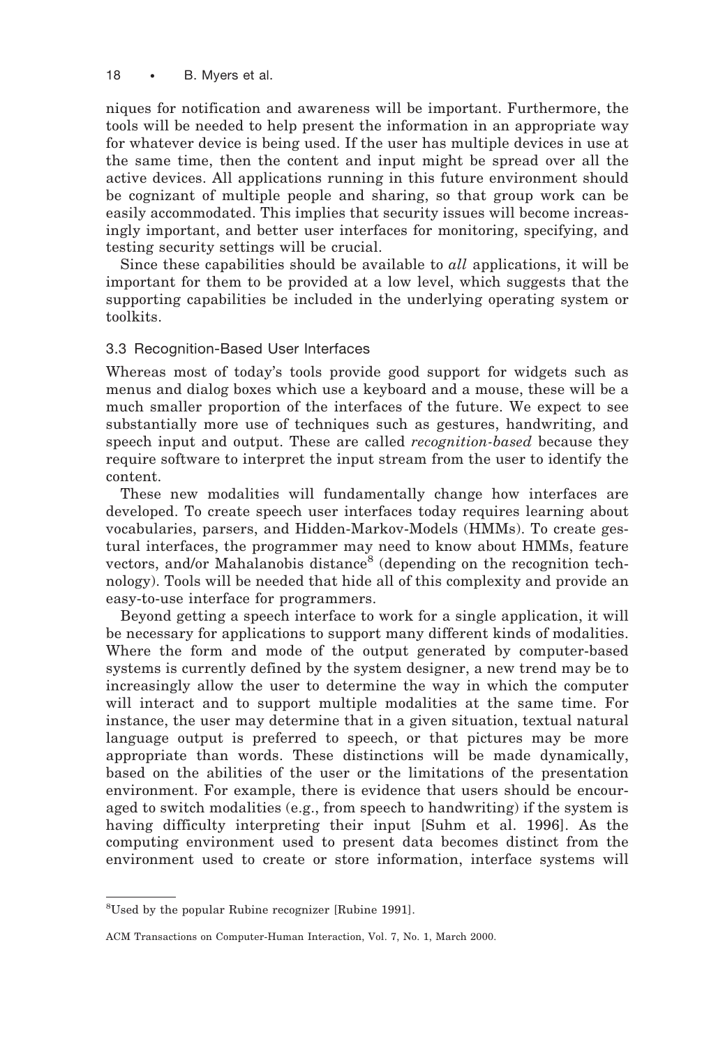niques for notification and awareness will be important. Furthermore, the tools will be needed to help present the information in an appropriate way for whatever device is being used. If the user has multiple devices in use at the same time, then the content and input might be spread over all the active devices. All applications running in this future environment should be cognizant of multiple people and sharing, so that group work can be easily accommodated. This implies that security issues will become increasingly important, and better user interfaces for monitoring, specifying, and testing security settings will be crucial.

Since these capabilities should be available to *all* applications, it will be important for them to be provided at a low level, which suggests that the supporting capabilities be included in the underlying operating system or toolkits.

### 3.3 Recognition-Based User Interfaces

Whereas most of today's tools provide good support for widgets such as menus and dialog boxes which use a keyboard and a mouse, these will be a much smaller proportion of the interfaces of the future. We expect to see substantially more use of techniques such as gestures, handwriting, and speech input and output. These are called *recognition-based* because they require software to interpret the input stream from the user to identify the content.

These new modalities will fundamentally change how interfaces are developed. To create speech user interfaces today requires learning about vocabularies, parsers, and Hidden-Markov-Models (HMMs). To create gestural interfaces, the programmer may need to know about HMMs, feature vectors, and/or Mahalanobis distance[8] (depending on the recognition technology). Tools will be needed that hide all of this complexity and provide an easy-to-use interface for programmers.

Beyond getting a speech interface to work for a single application, it will be necessary for applications to support many different kinds of modalities. Where the form and mode of the output generated by computer-based systems is currently defined by the system designer, a new trend may be to increasingly allow the user to determine the way in which the computer will interact and to support multiple modalities at the same time. For instance, the user may determine that in a given situation, textual natural language output is preferred to speech, or that pictures may be more appropriate than words. These distinctions will be made dynamically, based on the abilities of the user or the limitations of the presentation environment. For example, there is evidence that users should be encouraged to switch modalities (e.g., from speech to handwriting) if the system is having difficulty interpreting their input [Suhm et al. 1996]. As the computing environment used to present data becomes distinct from the environment used to create or store information, interface systems will

[8] Used by the popular Rubine recognizer [Rubine 1991].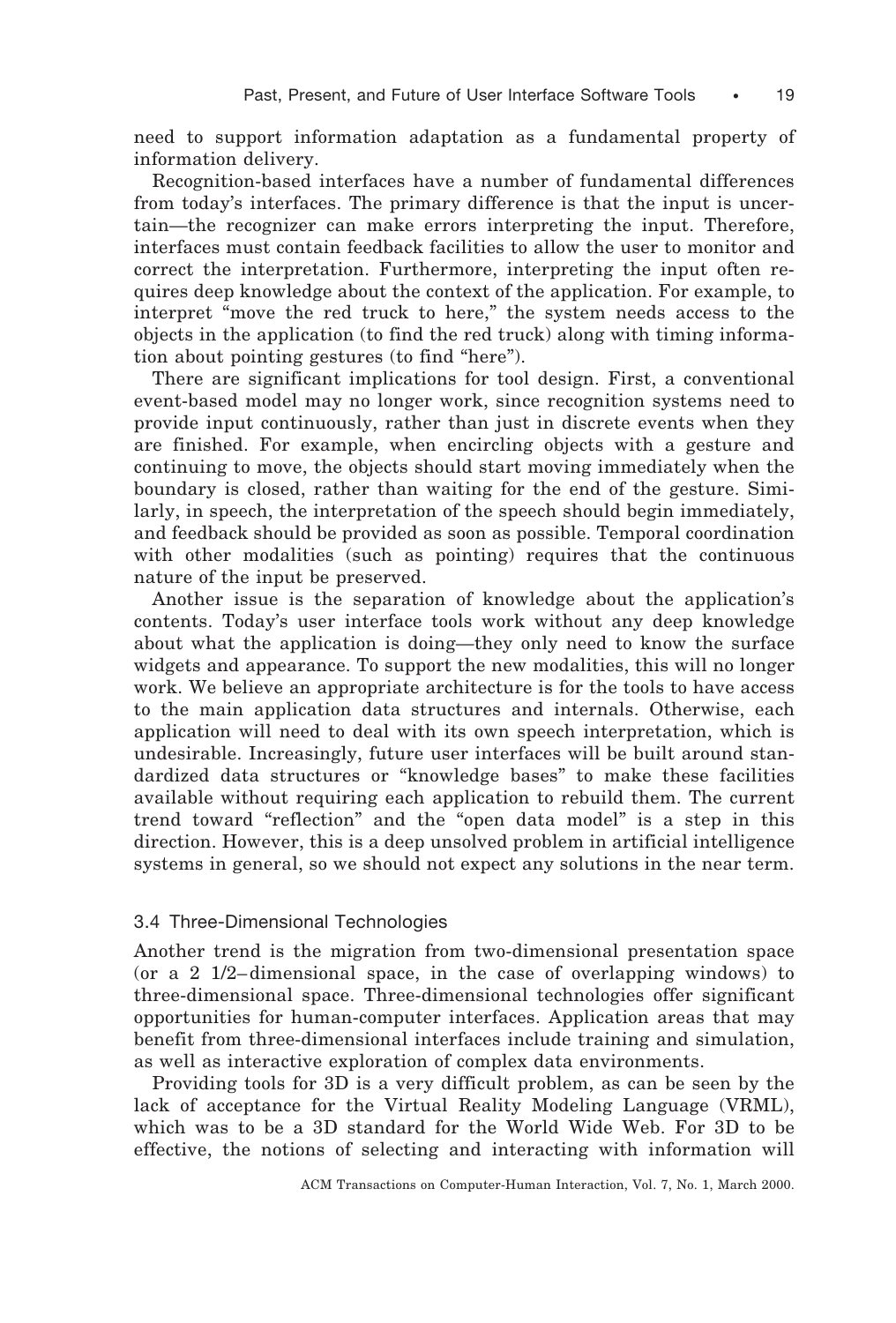need to support information adaptation as a fundamental property of information delivery.

Recognition-based interfaces have a number of fundamental differences from today's interfaces. The primary difference is that the input is uncertain—the recognizer can make errors interpreting the input. Therefore, interfaces must contain feedback facilities to allow the user to monitor and correct the interpretation. Furthermore, interpreting the input often requires deep knowledge about the context of the application. For example, to interpret "move the red truck to here," the system needs access to the objects in the application (to find the red truck) along with timing information about pointing gestures (to find "here").

There are significant implications for tool design. First, a conventional event-based model may no longer work, since recognition systems need to provide input continuously, rather than just in discrete events when they are finished. For example, when encircling objects with a gesture and continuing to move, the objects should start moving immediately when the boundary is closed, rather than waiting for the end of the gesture. Similarly, in speech, the interpretation of the speech should begin immediately, and feedback should be provided as soon as possible. Temporal coordination with other modalities (such as pointing) requires that the continuous nature of the input be preserved.

Another issue is the separation of knowledge about the application's contents. Today's user interface tools work without any deep knowledge about what the application is doing—they only need to know the surface widgets and appearance. To support the new modalities, this will no longer work. We believe an appropriate architecture is for the tools to have access to the main application data structures and internals. Otherwise, each application will need to deal with its own speech interpretation, which is undesirable. Increasingly, future user interfaces will be built around standardized data structures or "knowledge bases" to make these facilities available without requiring each application to rebuild them. The current trend toward "reflection" and the "open data model" is a step in this direction. However, this is a deep unsolved problem in artificial intelligence systems in general, so we should not expect any solutions in the near term.

### 3.4 Three-Dimensional Technologies

Another trend is the migration from two-dimensional presentation space (or a 2 1/2–dimensional space, in the case of overlapping windows) to three-dimensional space. Three-dimensional technologies offer significant opportunities for human-computer interfaces. Application areas that may benefit from three-dimensional interfaces include training and simulation, as well as interactive exploration of complex data environments.

Providing tools for 3D is a very difficult problem, as can be seen by the lack of acceptance for the Virtual Reality Modeling Language (VRML), which was to be a 3D standard for the World Wide Web. For 3D to be effective, the notions of selecting and interacting with information will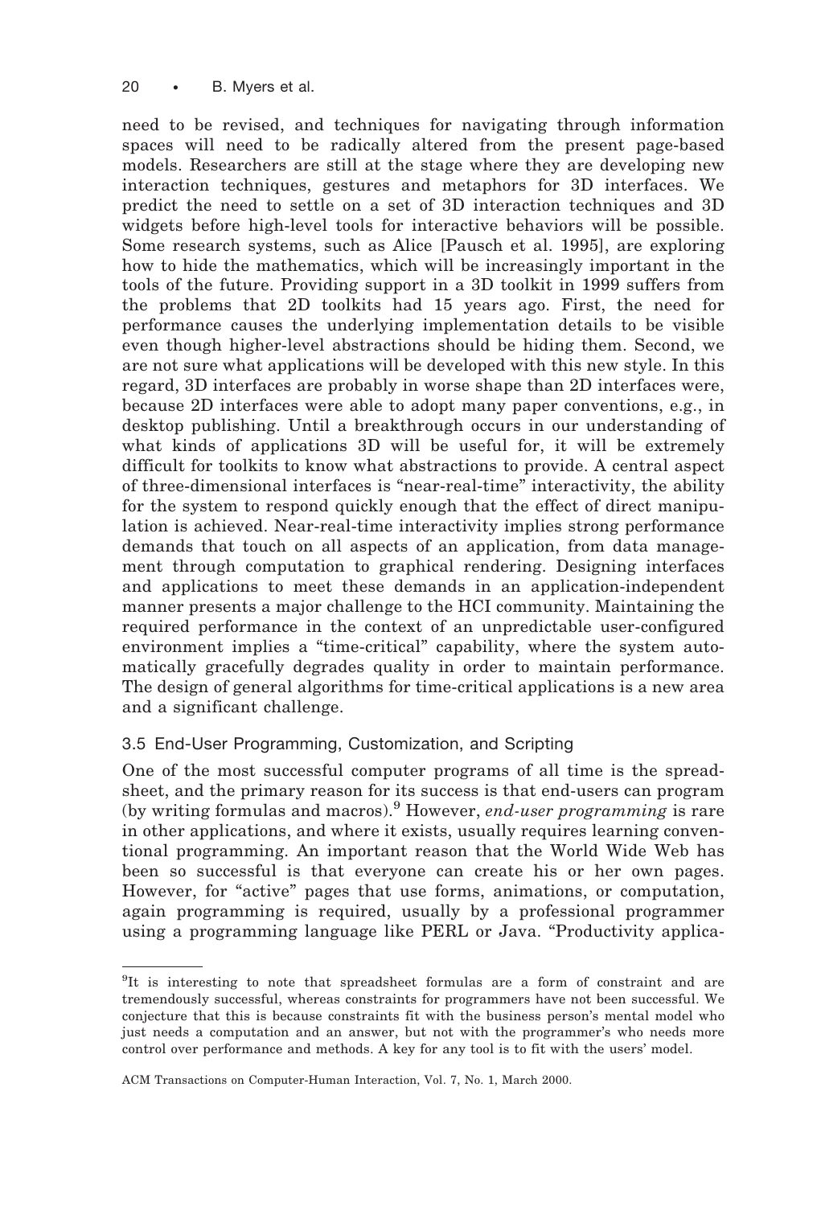need to be revised, and techniques for navigating through information spaces will need to be radically altered from the present page-based models. Researchers are still at the stage where they are developing new interaction techniques, gestures and metaphors for 3D interfaces. We predict the need to settle on a set of 3D interaction techniques and 3D widgets before high-level tools for interactive behaviors will be possible. Some research systems, such as Alice [Pausch et al. 1995], are exploring how to hide the mathematics, which will be increasingly important in the tools of the future. Providing support in a 3D toolkit in 1999 suffers from the problems that 2D toolkits had 15 years ago. First, the need for performance causes the underlying implementation details to be visible even though higher-level abstractions should be hiding them. Second, we are not sure what applications will be developed with this new style. In this regard, 3D interfaces are probably in worse shape than 2D interfaces were, because 2D interfaces were able to adopt many paper conventions, e.g., in desktop publishing. Until a breakthrough occurs in our understanding of what kinds of applications 3D will be useful for, it will be extremely difficult for toolkits to know what abstractions to provide. A central aspect of three-dimensional interfaces is "near-real-time" interactivity, the ability for the system to respond quickly enough that the effect of direct manipulation is achieved. Near-real-time interactivity implies strong performance demands that touch on all aspects of an application, from data management through computation to graphical rendering. Designing interfaces and applications to meet these demands in an application-independent manner presents a major challenge to the HCI community. Maintaining the required performance in the context of an unpredictable user-configured environment implies a "time-critical" capability, where the system automatically gracefully degrades quality in order to maintain performance. The design of general algorithms for time-critical applications is a new area and a significant challenge.

### 3.5 End-User Programming, Customization, and Scripting

One of the most successful computer programs of all time is the spreadsheet, and the primary reason for its success is that end-users can program (by writing formulas and macros).[9] However, *end-user programming* is rare in other applications, and where it exists, usually requires learning conventional programming. An important reason that the World Wide Web has been so successful is that everyone can create his or her own pages. However, for "active" pages that use forms, animations, or computation, again programming is required, usually by a professional programmer using a programming language like PERL or Java. "Productivity applica-

[9] It is interesting to note that spreadsheet formulas are a form of constraint and are tremendously successful, whereas constraints for programmers have not been successful. We conjecture that this is because constraints fit with the business person's mental model who just needs a computation and an answer, but not with the programmer's who needs more control over performance and methods. A key for any tool is to fit with the users' model.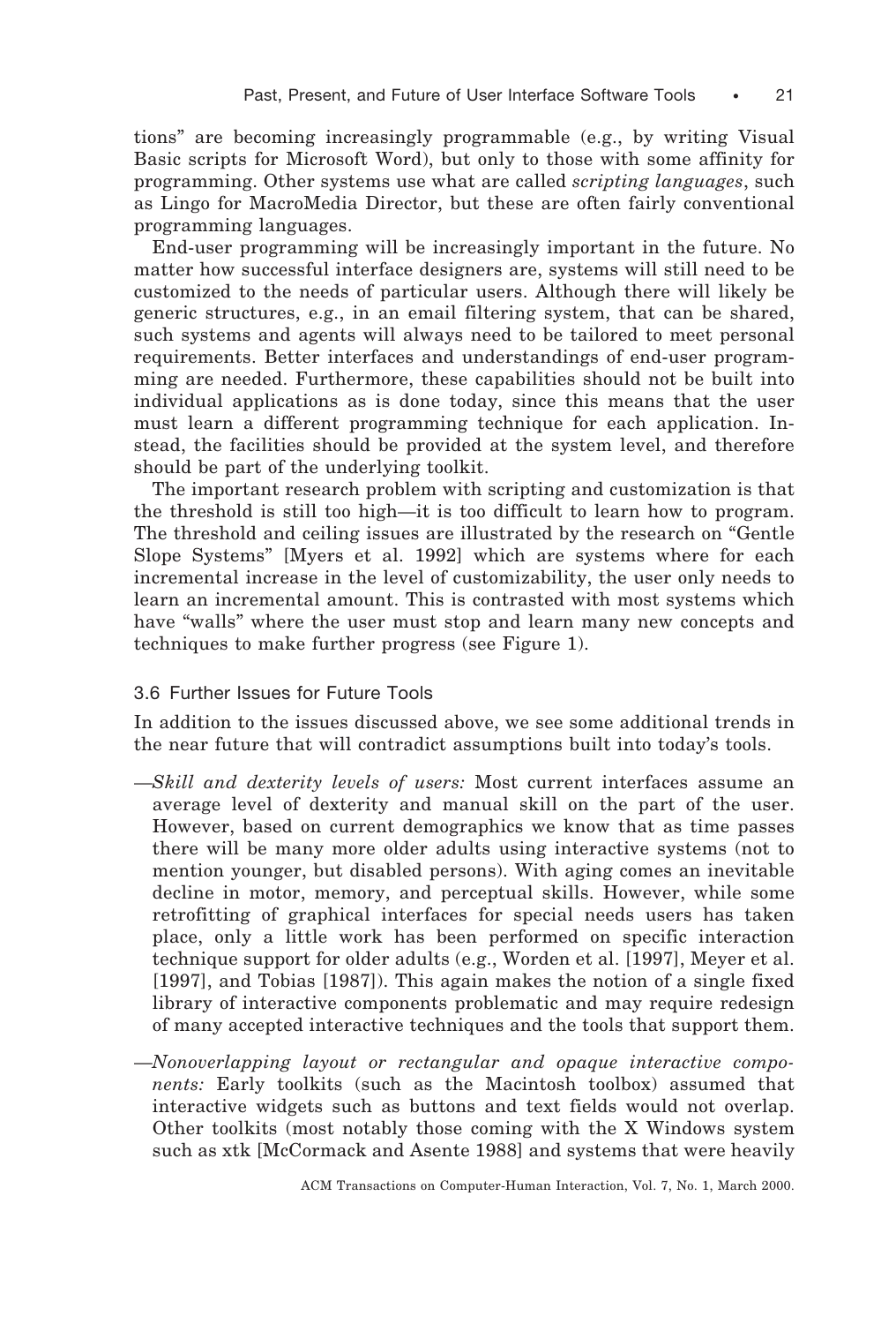tions" are becoming increasingly programmable (e.g., by writing Visual Basic scripts for Microsoft Word), but only to those with some affinity for programming. Other systems use what are called *scripting languages*, such as Lingo for MacroMedia Director, but these are often fairly conventional programming languages.

End-user programming will be increasingly important in the future. No matter how successful interface designers are, systems will still need to be customized to the needs of particular users. Although there will likely be generic structures, e.g., in an email filtering system, that can be shared, such systems and agents will always need to be tailored to meet personal requirements. Better interfaces and understandings of end-user programming are needed. Furthermore, these capabilities should not be built into individual applications as is done today, since this means that the user must learn a different programming technique for each application. Instead, the facilities should be provided at the system level, and therefore should be part of the underlying toolkit.

The important research problem with scripting and customization is that the threshold is still too high—it is too difficult to learn how to program. The threshold and ceiling issues are illustrated by the research on "Gentle Slope Systems" [Myers et al. 1992] which are systems where for each incremental increase in the level of customizability, the user only needs to learn an incremental amount. This is contrasted with most systems which have "walls" where the user must stop and learn many new concepts and techniques to make further progress (see Figure 1).

### 3.6 Further Issues for Future Tools

In addition to the issues discussed above, we see some additional trends in the near future that will contradict assumptions built into today's tools.

—*Skill and dexterity levels of users:* Most current interfaces assume an average level of dexterity and manual skill on the part of the user. However, based on current demographics we know that as time passes there will be many more older adults using interactive systems (not to mention younger, but disabled persons). With aging comes an inevitable decline in motor, memory, and perceptual skills. However, while some retrofitting of graphical interfaces for special needs users has taken place, only a little work has been performed on specific interaction technique support for older adults (e.g., Worden et al. [1997], Meyer et al. [1997], and Tobias [1987]). This again makes the notion of a single fixed library of interactive components problematic and may require redesign of many accepted interactive techniques and the tools that support them.

—*Nonoverlapping layout or rectangular and opaque interactive components:* Early toolkits (such as the Macintosh toolbox) assumed that interactive widgets such as buttons and text fields would not overlap. Other toolkits (most notably those coming with the X Windows system such as xtk [McCormack and Asente 1988] and systems that were heavily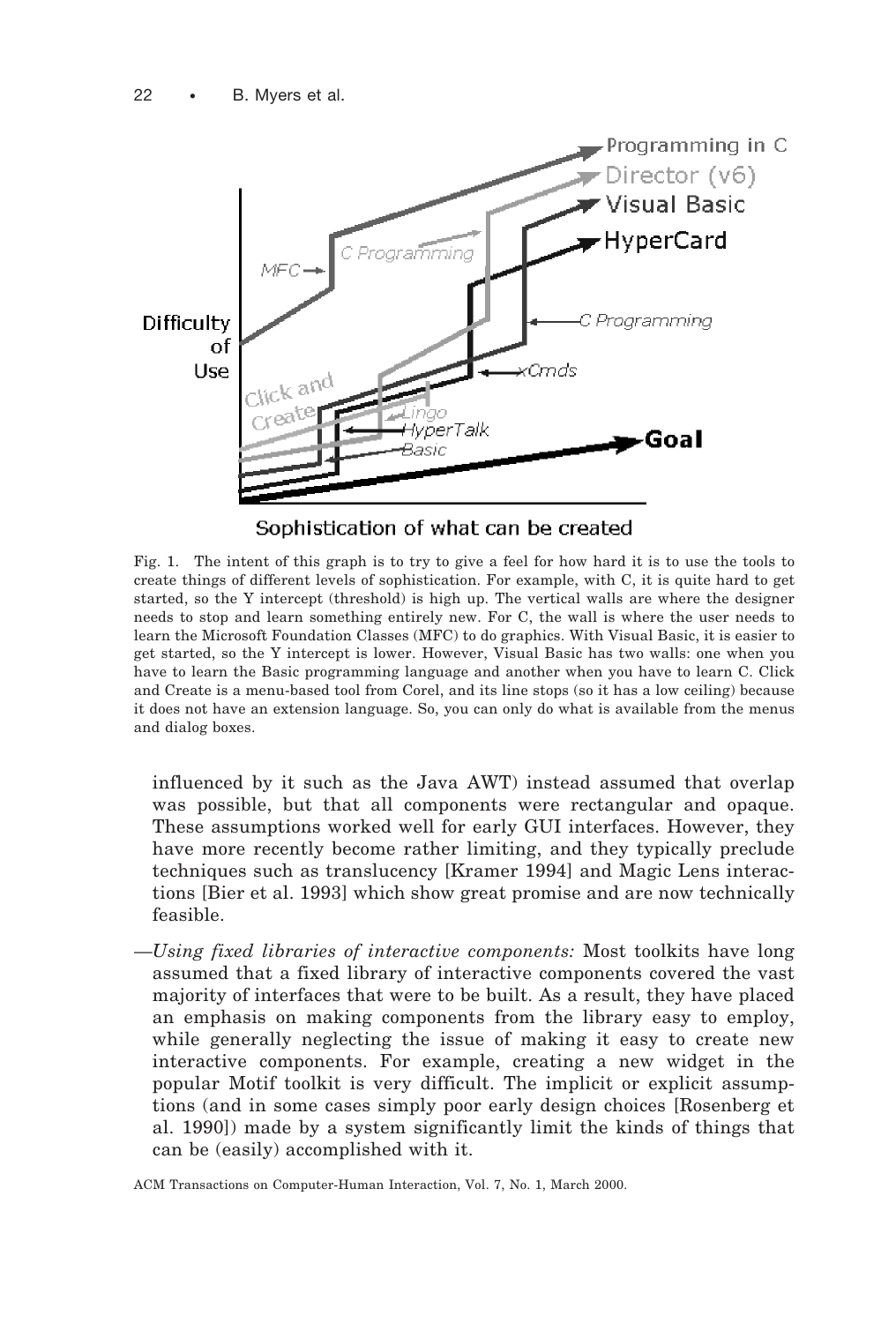Fig. 1. The intent of this graph is to try to give a feel for how hard it is to use the tools to create things of different levels of sophistication. For example, with C, it is quite hard to get started, so the Y intercept (threshold) is high up. The vertical walls are where the designer needs to stop and learn something entirely new. For C, the wall is where the user needs to learn the Microsoft Foundation Classes (MFC) to do graphics. With Visual Basic, it is easier to get started, so the Y intercept is lower. However, Visual Basic has two walls: one when you have to learn the Basic programming language and another when you have to learn C. Click and Create is a menu-based tool from Corel, and its line stops (so it has a low ceiling) because it does not have an extension language. So, you can only do what is available from the menus and dialog boxes.

influenced by it such as the Java AWT) instead assumed that overlap was possible, but that all components were rectangular and opaque. These assumptions worked well for early GUI interfaces. However, they have more recently become rather limiting, and they typically preclude techniques such as translucency [Kramer 1994] and Magic Lens interactions [Bier et al. 1993] which show great promise and are now technically feasible.

—*Using fixed libraries of interactive components:* Most toolkits have long assumed that a fixed library of interactive components covered the vast majority of interfaces that were to be built. As a result, they have placed an emphasis on making components from the library easy to employ, while generally neglecting the issue of making it easy to create new interactive components. For example, creating a new widget in the popular Motif toolkit is very difficult. The implicit or explicit assumptions (and in some cases simply poor early design choices [Rosenberg et al. 1990]) made by a system significantly limit the kinds of things that can be (easily) accomplished with it.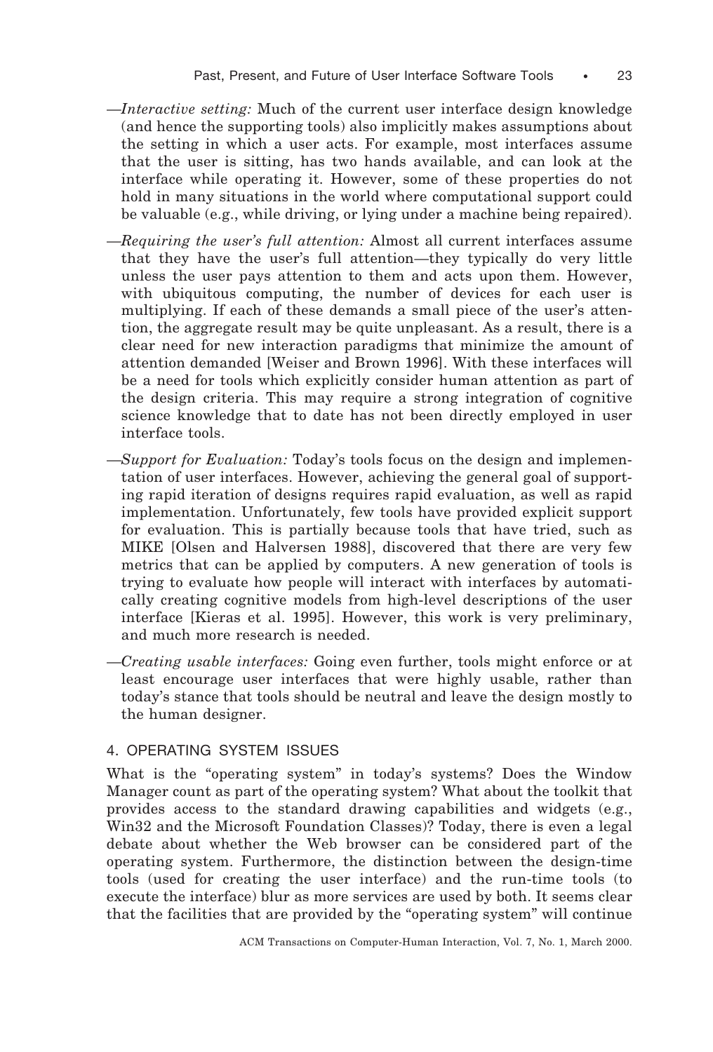—*Interactive setting:* Much of the current user interface design knowledge (and hence the supporting tools) also implicitly makes assumptions about the setting in which a user acts. For example, most interfaces assume that the user is sitting, has two hands available, and can look at the interface while operating it. However, some of these properties do not hold in many situations in the world where computational support could be valuable (e.g., while driving, or lying under a machine being repaired).

—*Requiring the user's full attention:* Almost all current interfaces assume that they have the user's full attention—they typically do very little unless the user pays attention to them and acts upon them. However, with ubiquitous computing, the number of devices for each user is multiplying. If each of these demands a small piece of the user's attention, the aggregate result may be quite unpleasant. As a result, there is a clear need for new interaction paradigms that minimize the amount of attention demanded [Weiser and Brown 1996]. With these interfaces will be a need for tools which explicitly consider human attention as part of the design criteria. This may require a strong integration of cognitive science knowledge that to date has not been directly employed in user interface tools.

—*Support for Evaluation:* Today's tools focus on the design and implementation of user interfaces. However, achieving the general goal of supporting rapid iteration of designs requires rapid evaluation, as well as rapid implementation. Unfortunately, few tools have provided explicit support for evaluation. This is partially because tools that have tried, such as MIKE [Olsen and Halversen 1988], discovered that there are very few metrics that can be applied by computers. A new generation of tools is trying to evaluate how people will interact with interfaces by automatically creating cognitive models from high-level descriptions of the user interface [Kieras et al. 1995]. However, this work is very preliminary, and much more research is needed.

—*Creating usable interfaces:* Going even further, tools might enforce or at least encourage user interfaces that were highly usable, rather than today's stance that tools should be neutral and leave the design mostly to the human designer.

## 4. OPERATING SYSTEM ISSUES

What is the "operating system" in today's systems? Does the Window Manager count as part of the operating system? What about the toolkit that provides access to the standard drawing capabilities and widgets (e.g., Win32 and the Microsoft Foundation Classes)? Today, there is even a legal debate about whether the Web browser can be considered part of the operating system. Furthermore, the distinction between the design-time tools (used for creating the user interface) and the run-time tools (to execute the interface) blur as more services are used by both. It seems clear that the facilities that are provided by the "operating system" will continue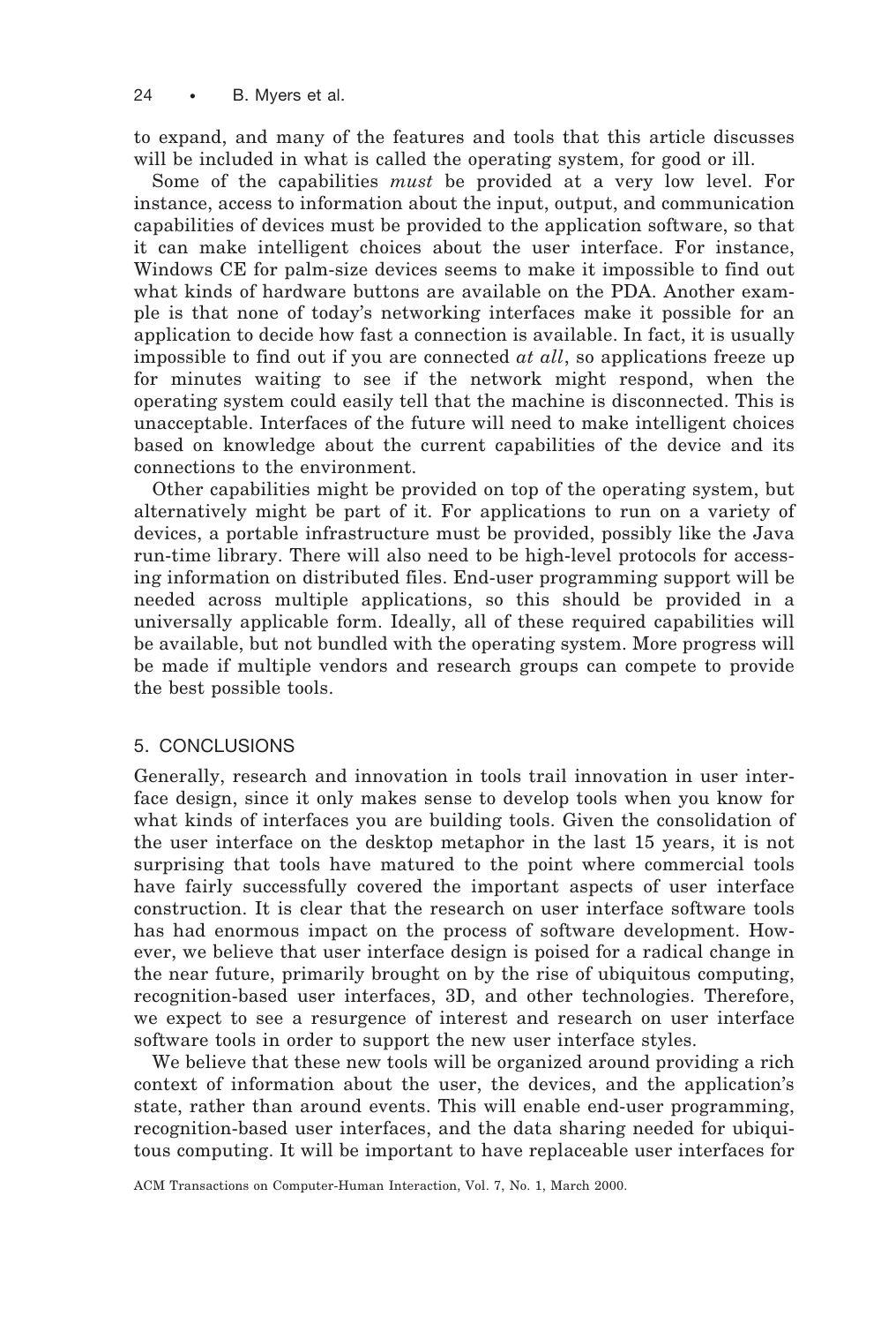to expand, and many of the features and tools that this article discusses will be included in what is called the operating system, for good or ill.

Some of the capabilities *must* be provided at a very low level. For instance, access to information about the input, output, and communication capabilities of devices must be provided to the application software, so that it can make intelligent choices about the user interface. For instance, Windows CE for palm-size devices seems to make it impossible to find out what kinds of hardware buttons are available on the PDA. Another example is that none of today's networking interfaces make it possible for an application to decide how fast a connection is available. In fact, it is usually impossible to find out if you are connected *at all*, so applications freeze up for minutes waiting to see if the network might respond, when the operating system could easily tell that the machine is disconnected. This is unacceptable. Interfaces of the future will need to make intelligent choices based on knowledge about the current capabilities of the device and its connections to the environment.

Other capabilities might be provided on top of the operating system, but alternatively might be part of it. For applications to run on a variety of devices, a portable infrastructure must be provided, possibly like the Java run-time library. There will also need to be high-level protocols for accessing information on distributed files. End-user programming support will be needed across multiple applications, so this should be provided in a universally applicable form. Ideally, all of these required capabilities will be available, but not bundled with the operating system. More progress will be made if multiple vendors and research groups can compete to provide the best possible tools.

## 5. CONCLUSIONS

Generally, research and innovation in tools trail innovation in user interface design, since it only makes sense to develop tools when you know for what kinds of interfaces you are building tools. Given the consolidation of the user interface on the desktop metaphor in the last 15 years, it is not surprising that tools have matured to the point where commercial tools have fairly successfully covered the important aspects of user interface construction. It is clear that the research on user interface software tools has had enormous impact on the process of software development. However, we believe that user interface design is poised for a radical change in the near future, primarily brought on by the rise of ubiquitous computing, recognition-based user interfaces, 3D, and other technologies. Therefore, we expect to see a resurgence of interest and research on user interface software tools in order to support the new user interface styles.

We believe that these new tools will be organized around providing a rich context of information about the user, the devices, and the application's state, rather than around events. This will enable end-user programming, recognition-based user interfaces, and the data sharing needed for ubiquitous computing. It will be important to have replaceable user interfaces for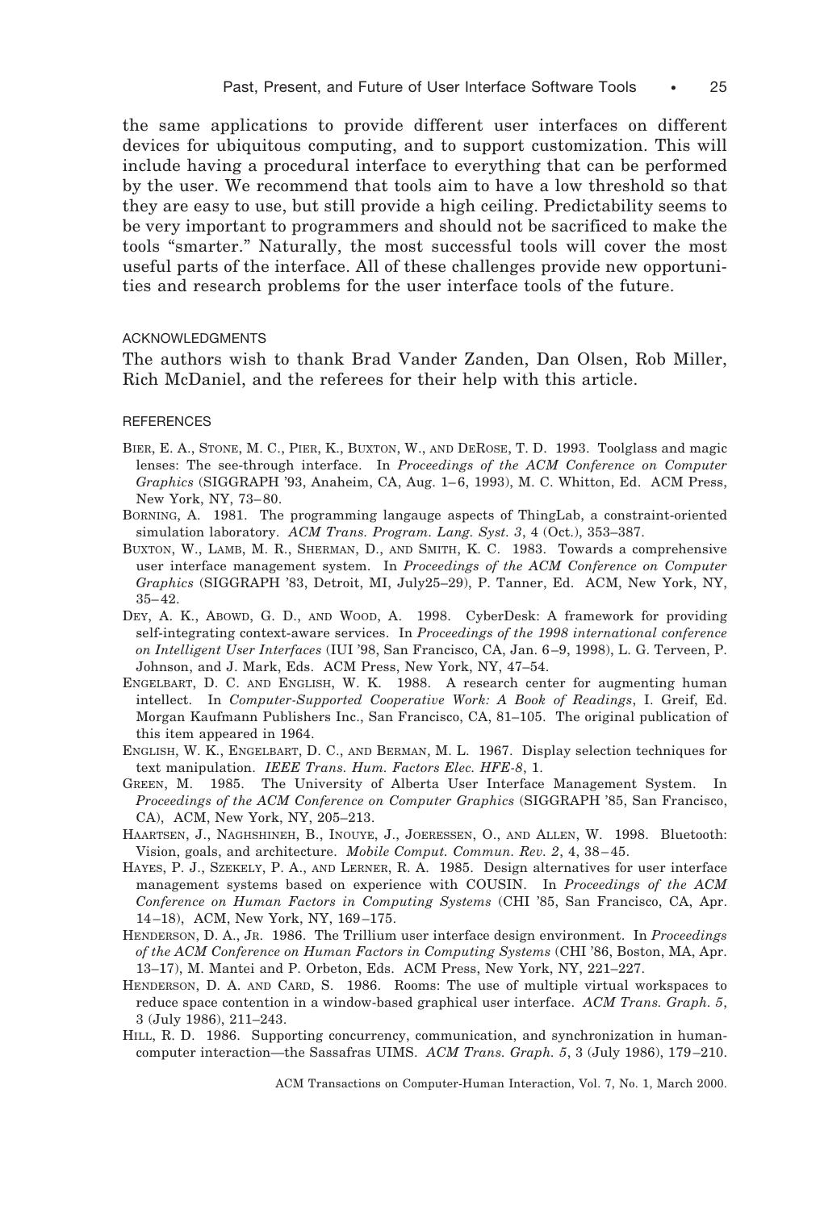the same applications to provide different user interfaces on different devices for ubiquitous computing, and to support customization. This will include having a procedural interface to everything that can be performed by the user. We recommend that tools aim to have a low threshold so that they are easy to use, but still provide a high ceiling. Predictability seems to be very important to programmers and should not be sacrificed to make the tools "smarter." Naturally, the most successful tools will cover the most useful parts of the interface. All of these challenges provide new opportunities and research problems for the user interface tools of the future.

## ACKNOWLEDGMENTS

The authors wish to thank Brad Vander Zanden, Dan Olsen, Rob Miller, Rich McDaniel, and the referees for their help with this article.

## REFERENCES

BIER, E. A., STONE, M. C., PIER, K., BUXTON, W., AND DEROSE, T. D. 1993. Toolglass and magic lenses: The see-through interface. In *Proceedings of the ACM Conference on Computer Graphics* (SIGGRAPH '93, Anaheim, CA, Aug. 1–6, 1993), M. C. Whitton, Ed. ACM Press, New York, NY, 73–80.

BORNING, A. 1981. The programming langauge aspects of ThingLab, a constraint-oriented simulation laboratory. *ACM Trans. Program. Lang. Syst. 3*, 4 (Oct.), 353–387.

BUXTON, W., LAMB, M. R., SHERMAN, D., AND SMITH, K. C. 1983. Towards a comprehensive user interface management system. In *Proceedings of the ACM Conference on Computer Graphics* (SIGGRAPH '83, Detroit, MI, July25–29), P. Tanner, Ed. ACM, New York, NY, 35–42.

DEY, A. K., ABOWD, G. D., AND WOOD, A. 1998. CyberDesk: A framework for providing self-integrating context-aware services. In *Proceedings of the 1998 international conference on Intelligent User Interfaces* (IUI '98, San Francisco, CA, Jan. 6–9, 1998), L. G. Terveen, P. Johnson, and J. Mark, Eds. ACM Press, New York, NY, 47–54.

ENGELBART, D. C. AND ENGLISH, W. K. 1988. A research center for augmenting human intellect. In *Computer-Supported Cooperative Work: A Book of Readings*, I. Greif, Ed. Morgan Kaufmann Publishers Inc., San Francisco, CA, 81–105. The original publication of this item appeared in 1964.

ENGLISH, W. K., ENGELBART, D. C., AND BERMAN, M. L. 1967. Display selection techniques for text manipulation. *IEEE Trans. Hum. Factors Elec. HFE-8*, 1.

GREEN, M. 1985. The University of Alberta User Interface Management System. In *Proceedings of the ACM Conference on Computer Graphics* (SIGGRAPH '85, San Francisco, CA), ACM, New York, NY, 205–213.

HAARTSEN, J., NAGHSHINEH, B., INOUYE, J., JOERESSEN, O., AND ALLEN, W. 1998. Bluetooth: Vision, goals, and architecture. *Mobile Comput. Commun. Rev. 2*, 4, 38–45.

HAYES, P. J., SZEKELY, P. A., AND LERNER, R. A. 1985. Design alternatives for user interface management systems based on experience with COUSIN. In *Proceedings of the ACM Conference on Human Factors in Computing Systems* (CHI '85, San Francisco, CA, Apr. 14–18), ACM, New York, NY, 169–175.

HENDERSON, D. A., JR. 1986. The Trillium user interface design environment. In *Proceedings of the ACM Conference on Human Factors in Computing Systems* (CHI '86, Boston, MA, Apr. 13–17), M. Mantei and P. Orbeton, Eds. ACM Press, New York, NY, 221–227.

HENDERSON, D. A. AND CARD, S. 1986. Rooms: The use of multiple virtual workspaces to reduce space contention in a window-based graphical user interface. *ACM Trans. Graph. 5*, 3 (July 1986), 211–243.

HILL, R. D. 1986. Supporting concurrency, communication, and synchronization in human-computer interaction—the Sassafras UIMS. *ACM Trans. Graph. 5*, 3 (July 1986), 179–210.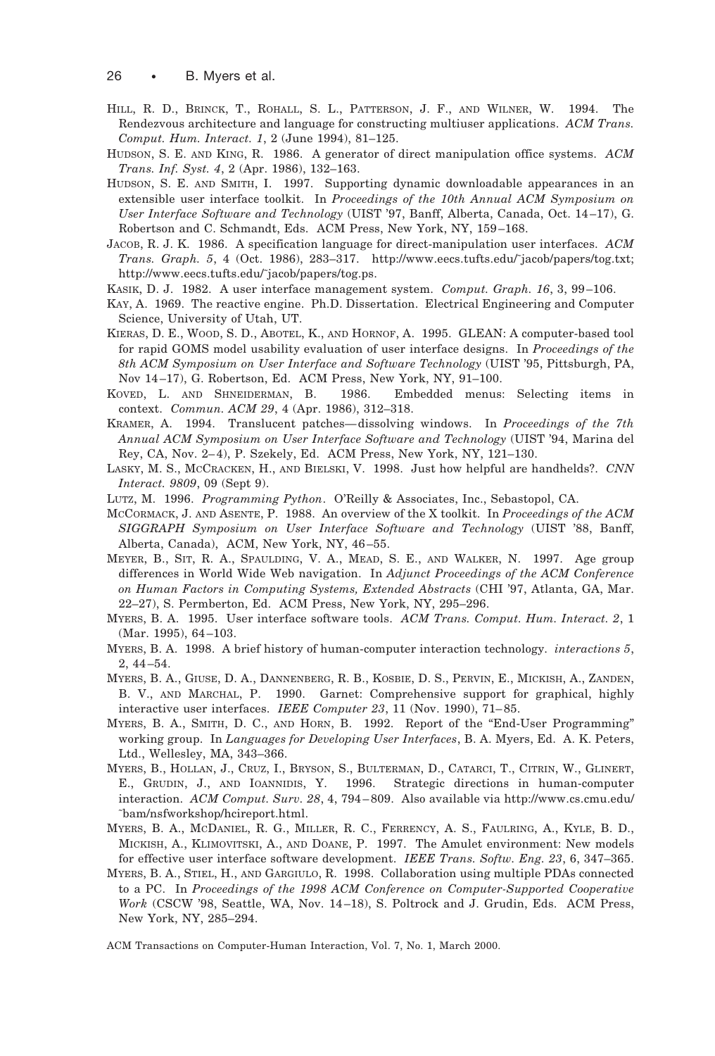HILL, R. D., BRINCK, T., ROHALL, S. L., PATTERSON, J. F., AND WILNER, W. 1994. The Rendezvous architecture and language for constructing multiuser applications. *ACM Trans. Comput. Hum. Interact. 1*, 2 (June 1994), 81–125.

HUDSON, S. E. AND KING, R. 1986. A generator of direct manipulation office systems. *ACM Trans. Inf. Syst. 4*, 2 (Apr. 1986), 132–163.

HUDSON, S. E. AND SMITH, I. 1997. Supporting dynamic downloadable appearances in an extensible user interface toolkit. In *Proceedings of the 10th Annual ACM Symposium on User Interface Software and Technology* (UIST '97, Banff, Alberta, Canada, Oct. 14–17), G. Robertson and C. Schmandt, Eds. ACM Press, New York, NY, 159–168.

JACOB, R. J. K. 1986. A specification language for direct-manipulation user interfaces. *ACM Trans. Graph. 5*, 4 (Oct. 1986), 283–317. http://www.eecs.tufts.edu/˜jacob/papers/tog.txt; http://www.eecs.tufts.edu/˜jacob/papers/tog.ps.

KASIK, D. J. 1982. A user interface management system. *Comput. Graph. 16*, 3, 99–106.

KAY, A. 1969. The reactive engine. Ph.D. Dissertation. Electrical Engineering and Computer Science, University of Utah, UT.

KIERAS, D. E., WOOD, S. D., ABOTEL, K., AND HORNOF, A. 1995. GLEAN: A computer-based tool for rapid GOMS model usability evaluation of user interface designs. In *Proceedings of the 8th ACM Symposium on User Interface and Software Technology* (UIST '95, Pittsburgh, PA, Nov 14–17), G. Robertson, Ed. ACM Press, New York, NY, 91–100.

KOVED, L. AND SHNEIDERMAN, B. 1986. Embedded menus: Selecting items in context. *Commun. ACM 29*, 4 (Apr. 1986), 312–318.

KRAMER, A. 1994. Translucent patches—dissolving windows. In *Proceedings of the 7th Annual ACM Symposium on User Interface Software and Technology* (UIST '94, Marina del Rey, CA, Nov. 2–4), P. Szekely, Ed. ACM Press, New York, NY, 121–130.

LASKY, M. S., MCCRACKEN, H., AND BIELSKI, V. 1998. Just how helpful are handhelds?. *CNN Interact. 9809*, 09 (Sept 9).

LUTZ, M. 1996. *Programming Python*. O'Reilly & Associates, Inc., Sebastopol, CA.

MCCORMACK, J. AND ASENTE, P. 1988. An overview of the X toolkit. In *Proceedings of the ACM SIGGRAPH Symposium on User Interface Software and Technology* (UIST '88, Banff, Alberta, Canada), ACM, New York, NY, 46–55.

MEYER, B., SIT, R. A., SPAULDING, V. A., MEAD, S. E., AND WALKER, N. 1997. Age group differences in World Wide Web navigation. In *Adjunct Proceedings of the ACM Conference on Human Factors in Computing Systems, Extended Abstracts* (CHI '97, Atlanta, GA, Mar. 22–27), S. Permberton, Ed. ACM Press, New York, NY, 295–296.

MYERS, B. A. 1995. User interface software tools. *ACM Trans. Comput. Hum. Interact. 2*, 1 (Mar. 1995), 64–103.

MYERS, B. A. 1998. A brief history of human-computer interaction technology. *interactions 5*, 2, 44–54.

MYERS, B. A., GIUSE, D. A., DANNENBERG, R. B., KOSBIE, D. S., PERVIN, E., MICKISH, A., ZANDEN, B. V., AND MARCHAL, P. 1990. Garnet: Comprehensive support for graphical, highly interactive user interfaces. *IEEE Computer 23*, 11 (Nov. 1990), 71–85.

MYERS, B. A., SMITH, D. C., AND HORN, B. 1992. Report of the "End-User Programming" working group. In *Languages for Developing User Interfaces*, B. A. Myers, Ed. A. K. Peters, Ltd., Wellesley, MA, 343–366.

MYERS, B., HOLLAN, J., CRUZ, I., BRYSON, S., BULTERMAN, D., CATARCI, T., CITRIN, W., GLINERT, E., GRUDIN, J., AND IOANNIDIS, Y. 1996. Strategic directions in human-computer interaction. *ACM Comput. Surv. 28*, 4, 794–809. Also available via http://www.cs.cmu.edu/˜bam/nsfworkshop/hcireport.html.

MYERS, B. A., MCDANIEL, R. G., MILLER, R. C., FERRENCY, A. S., FAULRING, A., KYLE, B. D., MICKISH, A., KLIMOVITSKI, A., AND DOANE, P. 1997. The Amulet environment: New models for effective user interface software development. *IEEE Trans. Softw. Eng. 23*, 6, 347–365.

MYERS, B. A., STIEL, H., AND GARGIULO, R. 1998. Collaboration using multiple PDAs connected to a PC. In *Proceedings of the 1998 ACM Conference on Computer-Supported Cooperative Work* (CSCW '98, Seattle, WA, Nov. 14–18), S. Poltrock and J. Grudin, Eds. ACM Press, New York, NY, 285–294.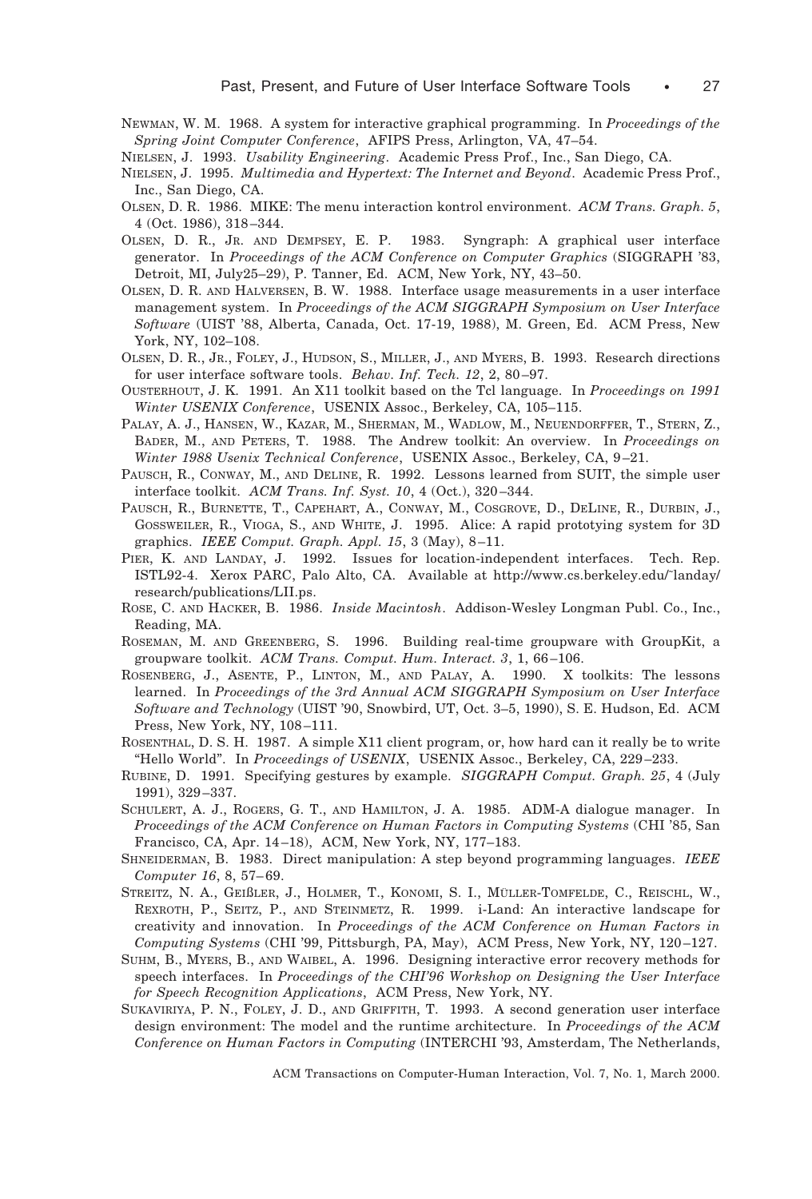NEWMAN, W. M. 1968. A system for interactive graphical programming. In *Proceedings of the Spring Joint Computer Conference*, AFIPS Press, Arlington, VA, 47–54.

NIELSEN, J. 1993. *Usability Engineering*. Academic Press Prof., Inc., San Diego, CA.

NIELSEN, J. 1995. *Multimedia and Hypertext: The Internet and Beyond*. Academic Press Prof., Inc., San Diego, CA.

OLSEN, D. R. 1986. MIKE: The menu interaction kontrol environment. *ACM Trans. Graph. 5*, 4 (Oct. 1986), 318–344.

OLSEN, D. R., JR. AND DEMPSEY, E. P. 1983. Syngraph: A graphical user interface generator. In *Proceedings of the ACM Conference on Computer Graphics* (SIGGRAPH '83, Detroit, MI, July25–29), P. Tanner, Ed. ACM, New York, NY, 43–50.

OLSEN, D. R. AND HALVERSEN, B. W. 1988. Interface usage measurements in a user interface management system. In *Proceedings of the ACM SIGGRAPH Symposium on User Interface Software* (UIST '88, Alberta, Canada, Oct. 17-19, 1988), M. Green, Ed. ACM Press, New York, NY, 102–108.

OLSEN, D. R., JR., FOLEY, J., HUDSON, S., MILLER, J., AND MYERS, B. 1993. Research directions for user interface software tools. *Behav. Inf. Tech. 12*, 2, 80–97.

OUSTERHOUT, J. K. 1991. An X11 toolkit based on the Tcl language. In *Proceedings on 1991 Winter USENIX Conference*, USENIX Assoc., Berkeley, CA, 105–115.

PALAY, A. J., HANSEN, W., KAZAR, M., SHERMAN, M., WADLOW, M., NEUENDORFFER, T., STERN, Z., BADER, M., AND PETERS, T. 1988. The Andrew toolkit: An overview. In *Proceedings on Winter 1988 Usenix Technical Conference*, USENIX Assoc., Berkeley, CA, 9–21.

PAUSCH, R., CONWAY, M., AND DELINE, R. 1992. Lessons learned from SUIT, the simple user interface toolkit. *ACM Trans. Inf. Syst. 10*, 4 (Oct.), 320–344.

PAUSCH, R., BURNETTE, T., CAPEHART, A., CONWAY, M., COSGROVE, D., DELINE, R., DURBIN, J., GOSSWEILER, R., VIOGA, S., AND WHITE, J. 1995. Alice: A rapid prototying system for 3D graphics. *IEEE Comput. Graph. Appl. 15*, 3 (May), 8–11.

PIER, K. AND LANDAY, J. 1992. Issues for location-independent interfaces. Tech. Rep. ISTL92-4. Xerox PARC, Palo Alto, CA. Available at http://www.cs.berkeley.edu/˜landay/research/publications/LII.ps.

ROSE, C. AND HACKER, B. 1986. *Inside Macintosh*. Addison-Wesley Longman Publ. Co., Inc., Reading, MA.

ROSEMAN, M. AND GREENBERG, S. 1996. Building real-time groupware with GroupKit, a groupware toolkit. *ACM Trans. Comput. Hum. Interact. 3*, 1, 66–106.

ROSENBERG, J., ASENTE, P., LINTON, M., AND PALAY, A. 1990. X toolkits: The lessons learned. In *Proceedings of the 3rd Annual ACM SIGGRAPH Symposium on User Interface Software and Technology* (UIST '90, Snowbird, UT, Oct. 3–5, 1990), S. E. Hudson, Ed. ACM Press, New York, NY, 108–111.

ROSENTHAL, D. S. H. 1987. A simple X11 client program, or, how hard can it really be to write "Hello World". In *Proceedings of USENIX*, USENIX Assoc., Berkeley, CA, 229–233.

RUBINE, D. 1991. Specifying gestures by example. *SIGGRAPH Comput. Graph. 25*, 4 (July 1991), 329–337.

SCHULERT, A. J., ROGERS, G. T., AND HAMILTON, J. A. 1985. ADM-A dialogue manager. In *Proceedings of the ACM Conference on Human Factors in Computing Systems* (CHI '85, San Francisco, CA, Apr. 14–18), ACM, New York, NY, 177–183.

SHNEIDERMAN, B. 1983. Direct manipulation: A step beyond programming languages. *IEEE Computer 16*, 8, 57–69.

STREITZ, N. A., GEIßLER, J., HOLMER, T., KONOMI, S. I., MÜLLER-TOMFELDE, C., REISCHL, W., REXROTH, P., SEITZ, P., AND STEINMETZ, R. 1999. i-Land: An interactive landscape for creativity and innovation. In *Proceedings of the ACM Conference on Human Factors in Computing Systems* (CHI '99, Pittsburgh, PA, May), ACM Press, New York, NY, 120–127.

SUHM, B., MYERS, B., AND WAIBEL, A. 1996. Designing interactive error recovery methods for speech interfaces. In *Proceedings of the CHI'96 Workshop on Designing the User Interface for Speech Recognition Applications*, ACM Press, New York, NY.

SUKAVIRIYA, P. N., FOLEY, J. D., AND GRIFFITH, T. 1993. A second generation user interface design environment: The model and the runtime architecture. In *Proceedings of the ACM Conference on Human Factors in Computing* (INTERCHI '93, Amsterdam, The Netherlands,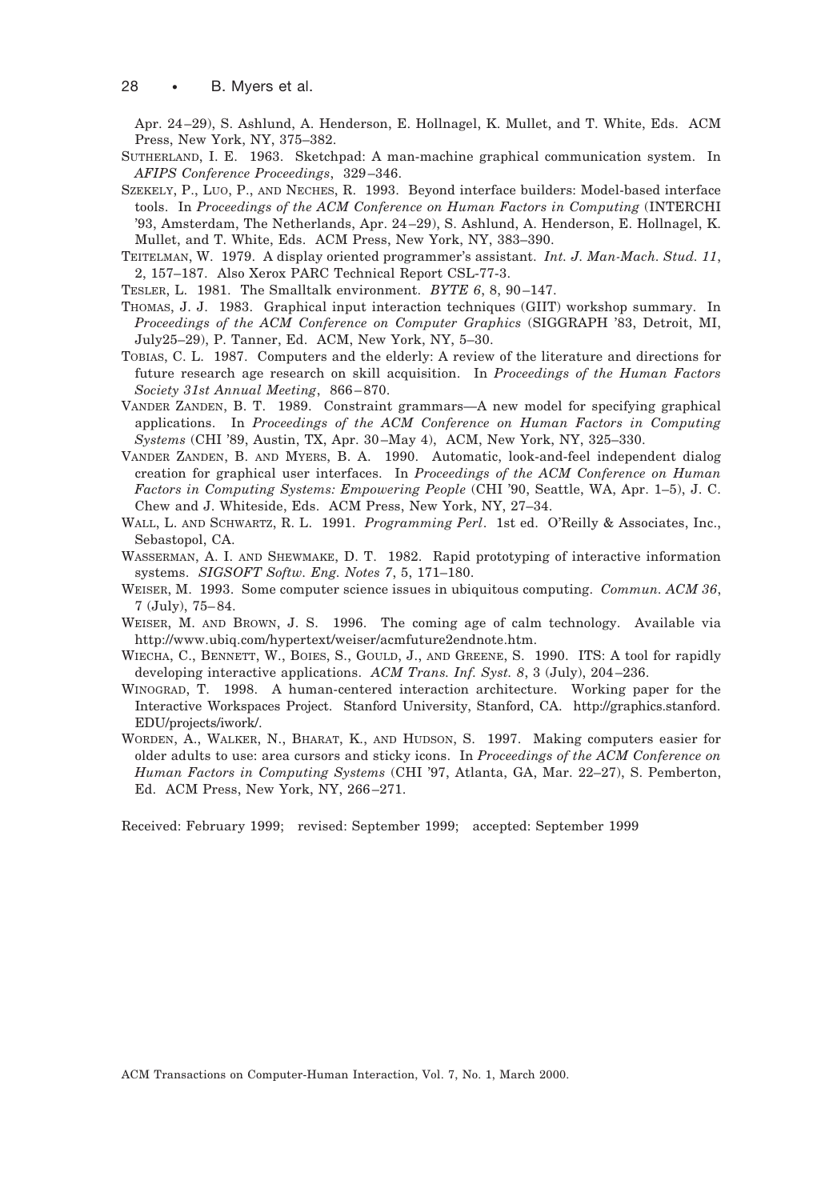Apr. 24–29), S. Ashlund, A. Henderson, E. Hollnagel, K. Mullet, and T. White, Eds. ACM Press, New York, NY, 375–382.

SUTHERLAND, I. E. 1963. Sketchpad: A man-machine graphical communication system. In *AFIPS Conference Proceedings*, 329–346.

SZEKELY, P., LUO, P., AND NECHES, R. 1993. Beyond interface builders: Model-based interface tools. In *Proceedings of the ACM Conference on Human Factors in Computing* (INTERCHI '93, Amsterdam, The Netherlands, Apr. 24–29), S. Ashlund, A. Henderson, E. Hollnagel, K. Mullet, and T. White, Eds. ACM Press, New York, NY, 383–390.

TEITELMAN, W. 1979. A display oriented programmer's assistant. *Int. J. Man-Mach. Stud. 11*, 2, 157–187. Also Xerox PARC Technical Report CSL-77-3.

TESLER, L. 1981. The Smalltalk environment. *BYTE 6*, 8, 90–147.

THOMAS, J. J. 1983. Graphical input interaction techniques (GIIT) workshop summary. In *Proceedings of the ACM Conference on Computer Graphics* (SIGGRAPH '83, Detroit, MI, July25–29), P. Tanner, Ed. ACM, New York, NY, 5–30.

TOBIAS, C. L. 1987. Computers and the elderly: A review of the literature and directions for future research age research on skill acquisition. In *Proceedings of the Human Factors Society 31st Annual Meeting*, 866–870.

VANDER ZANDEN, B. T. 1989. Constraint grammars—A new model for specifying graphical applications. In *Proceedings of the ACM Conference on Human Factors in Computing Systems* (CHI '89, Austin, TX, Apr. 30–May 4), ACM, New York, NY, 325–330.

VANDER ZANDEN, B. AND MYERS, B. A. 1990. Automatic, look-and-feel independent dialog creation for graphical user interfaces. In *Proceedings of the ACM Conference on Human Factors in Computing Systems: Empowering People* (CHI '90, Seattle, WA, Apr. 1–5), J. C. Chew and J. Whiteside, Eds. ACM Press, New York, NY, 27–34.

WALL, L. AND SCHWARTZ, R. L. 1991. *Programming Perl*. 1st ed. O'Reilly & Associates, Inc., Sebastopol, CA.

WASSERMAN, A. I. AND SHEWMAKE, D. T. 1982. Rapid prototyping of interactive information systems. *SIGSOFT Softw. Eng. Notes 7*, 5, 171–180.

WEISER, M. 1993. Some computer science issues in ubiquitous computing. *Commun. ACM 36*, 7 (July), 75–84.

WEISER, M. AND BROWN, J. S. 1996. The coming age of calm technology. Available via http://www.ubiq.com/hypertext/weiser/acmfuture2endnote.htm.

WIECHA, C., BENNETT, W., BOIES, S., GOULD, J., AND GREENE, S. 1990. ITS: A tool for rapidly developing interactive applications. *ACM Trans. Inf. Syst. 8*, 3 (July), 204–236.

WINOGRAD, T. 1998. A human-centered interaction architecture. Working paper for the Interactive Workspaces Project. Stanford University, Stanford, CA. http://graphics.stanford.EDU/projects/iwork/.

WORDEN, A., WALKER, N., BHARAT, K., AND HUDSON, S. 1997. Making computers easier for older adults to use: area cursors and sticky icons. In *Proceedings of the ACM Conference on Human Factors in Computing Systems* (CHI '97, Atlanta, GA, Mar. 22–27), S. Pemberton, Ed. ACM Press, New York, NY, 266–271.

Received: February 1999; revised: September 1999; accepted: September 1999